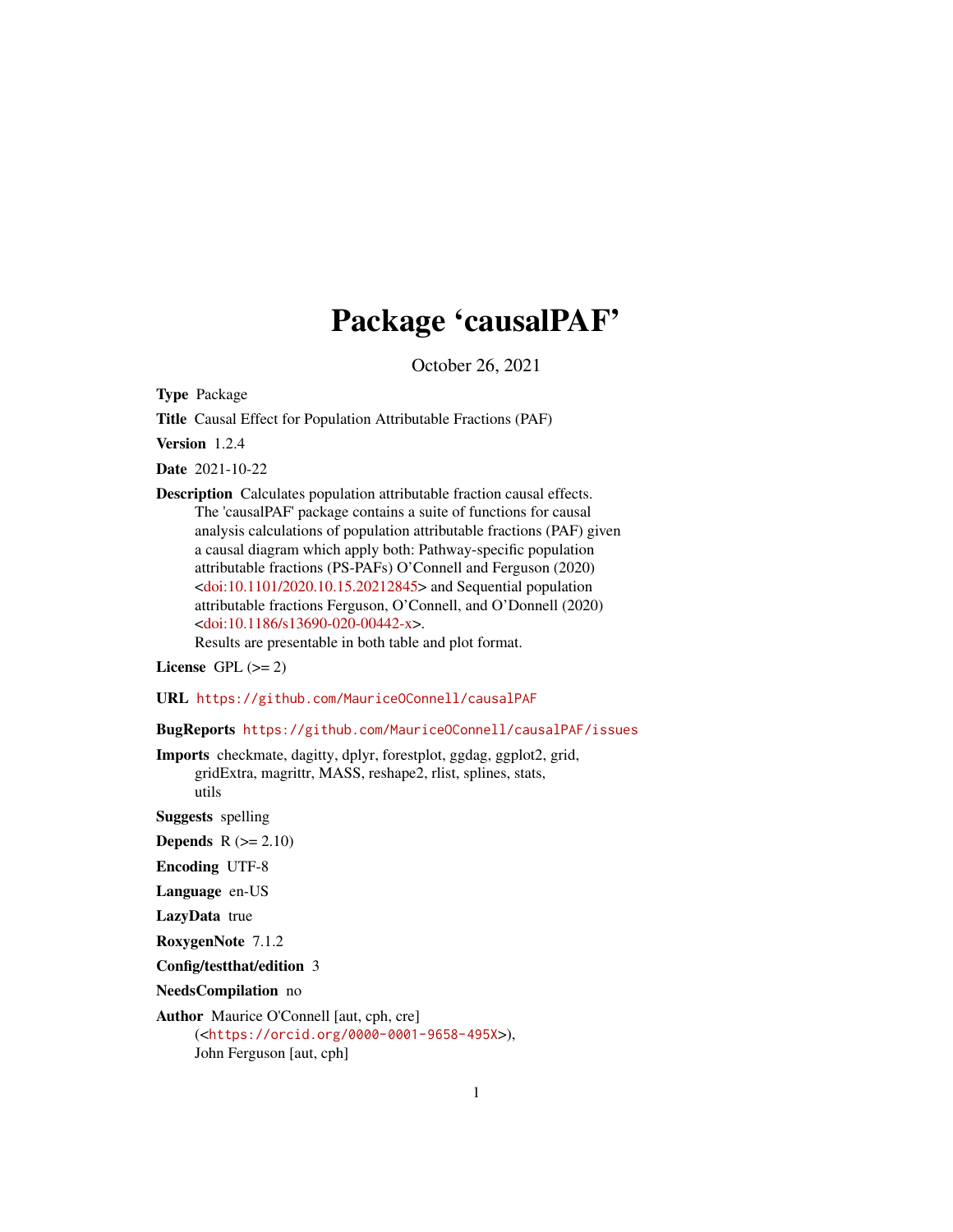# Package 'causalPAF'

October 26, 2021

**Type** Package

**Title** Causal Effect for Population Attributable Fractions (PAF)

**Version** 1.2.4

**Date** 2021-10-22

**Description** Calculates population attributable fraction causal effects. The 'causalPAF' package contains a suite of functions for causal analysis calculations of population attributable fractions (PAF) given a causal diagram which apply both: Pathway-specific population attributable fractions (PS-PAFs) O'Connell and Ferguson (2020) <doi:10.1101/2020.10.15.20212845> and Sequential population attributable fractions Ferguson, O'Connell, and O'Donnell (2020) <doi:10.1186/s13690-020-00442-x>. Results are presentable in both table and plot format.

**License** GPL (>= 2)

**URL** https://github.com/MauriceOConnell/causalPAF

**BugReports** https://github.com/MauriceOConnell/causalPAF/issues

**Imports** checkmate, dagitty, dplyr, forestplot, ggdag, ggplot2, grid, gridExtra, magrittr, MASS, reshape2, rlist, splines, stats, utils

**Suggests** spelling

**Depends** R (>= 2.10)

**Encoding** UTF-8

**Language** en-US

**LazyData** true

**RoxygenNote** 7.1.2

**Config/testthat/edition** 3

**NeedsCompilation** no

**Author** Maurice O'Connell [aut, cph, cre] (<https://orcid.org/0000-0001-9658-495X>), John Ferguson [aut, cph]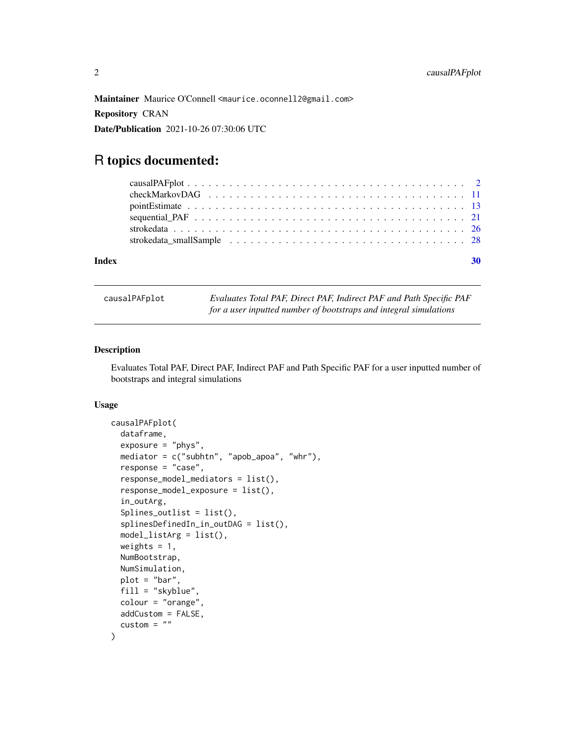**Maintainer** Maurice O'Connell <maurice.oconnell2@gmail.com>

**Repository** CRAN

**Date/Publication** 2021-10-26 07:30:06 UTC

# R topics documented:

- causalPAFplot . . . . . . . . . . . . . . . . . . . . . . . . . . . . . . . . . . . . . . 2
- checkMarkovDAG . . . . . . . . . . . . . . . . . . . . . . . . . . . . . . . . . . . . 11
- pointEstimate . . . . . . . . . . . . . . . . . . . . . . . . . . . . . . . . . . . . . . 13
- sequential_PAF . . . . . . . . . . . . . . . . . . . . . . . . . . . . . . . . . . . . . 21
- strokedata . . . . . . . . . . . . . . . . . . . . . . . . . . . . . . . . . . . . . . . 26
- strokedata_smallSample . . . . . . . . . . . . . . . . . . . . . . . . . . . . . . . . 28

**Index** **30**

---

## causalPAFplot — *Evaluates Total PAF, Direct PAF, Indirect PAF and Path Specific PAF for a user inputted number of bootstraps and integral simulations*

---

### Description

Evaluates Total PAF, Direct PAF, Indirect PAF and Path Specific PAF for a user inputted number of bootstraps and integral simulations

### Usage

```
causalPAFplot(
  dataframe,
  exposure = "phys",
  mediator = c("subhtn", "apob_apoa", "whr"),
  response = "case",
  response_model_mediators = list(),
  response_model_exposure = list(),
  in_outArg,
  Splines_outlist = list(),
  splinesDefinedIn_in_outDAG = list(),
  model_listArg = list(),
  weights = 1,
  NumBootstrap,
  NumSimulation,
  plot = "bar",
  fill = "skyblue",
  colour = "orange",
  addCustom = FALSE,
  custom = ""
)
```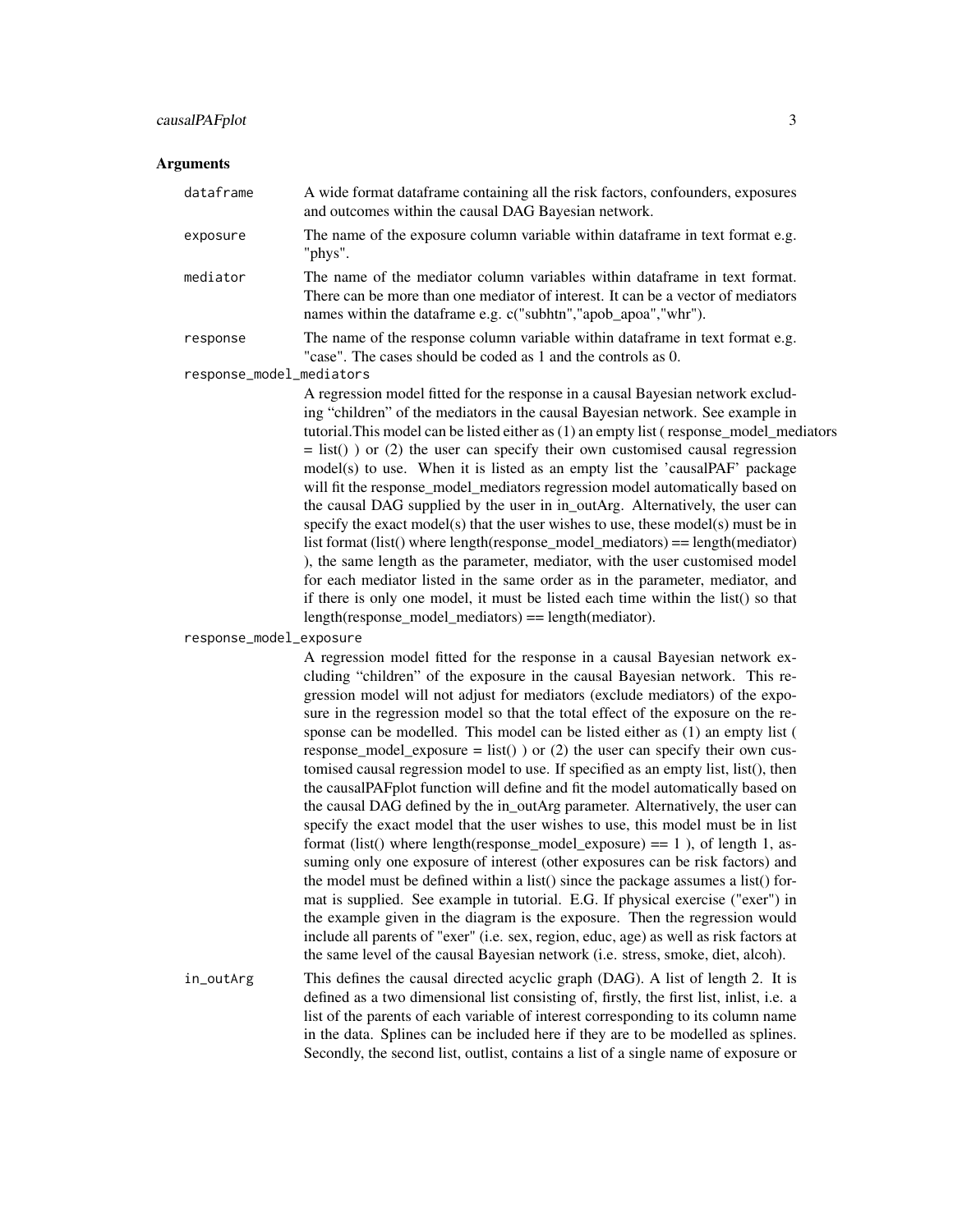## Arguments

`dataframe` A wide format dataframe containing all the risk factors, confounders, exposures and outcomes within the causal DAG Bayesian network.

`exposure` The name of the exposure column variable within dataframe in text format e.g. "phys".

`mediator` The name of the mediator column variables within dataframe in text format. There can be more than one mediator of interest. It can be a vector of mediators names within the dataframe e.g. c("subhtn","apob_apoa","whr").

`response` The name of the response column variable within dataframe in text format e.g. "case". The cases should be coded as 1 and the controls as 0.

`response_model_mediators`
A regression model fitted for the response in a causal Bayesian network excluding "children" of the mediators in the causal Bayesian network. See example in tutorial.This model can be listed either as (1) an empty list ( response_model_mediators = list() ) or (2) the user can specify their own customised causal regression model(s) to use. When it is listed as an empty list the 'causalPAF' package will fit the response_model_mediators regression model automatically based on the causal DAG supplied by the user in in_outArg. Alternatively, the user can specify the exact model(s) that the user wishes to use, these model(s) must be in list format (list() where length(response_model_mediators) == length(mediator) ), the same length as the parameter, mediator, with the user customised model for each mediator listed in the same order as in the parameter, mediator, and if there is only one model, it must be listed each time within the list() so that length(response_model_mediators) == length(mediator).

`response_model_exposure`
A regression model fitted for the response in a causal Bayesian network excluding "children" of the exposure in the causal Bayesian network. This regression model will not adjust for mediators (exclude mediators) of the exposure in the regression model so that the total effect of the exposure on the response can be modelled. This model can be listed either as (1) an empty list ( response_model_exposure = list() ) or (2) the user can specify their own customised causal regression model to use. If specified as an empty list, list(), then the causalPAFplot function will define and fit the model automatically based on the causal DAG defined by the in_outArg parameter. Alternatively, the user can specify the exact model that the user wishes to use, this model must be in list format (list() where length(response_model_exposure) == 1 ), of length 1, assuming only one exposure of interest (other exposures can be risk factors) and the model must be defined within a list() since the package assumes a list() format is supplied. See example in tutorial. E.G. If physical exercise ("exer") in the example given in the diagram is the exposure. Then the regression would include all parents of "exer" (i.e. sex, region, educ, age) as well as risk factors at the same level of the causal Bayesian network (i.e. stress, smoke, diet, alcoh).

`in_outArg` This defines the causal directed acyclic graph (DAG). A list of length 2. It is defined as a two dimensional list consisting of, firstly, the first list, inlist, i.e. a list of the parents of each variable of interest corresponding to its column name in the data. Splines can be included here if they are to be modelled as splines. Secondly, the second list, outlist, contains a list of a single name of exposure or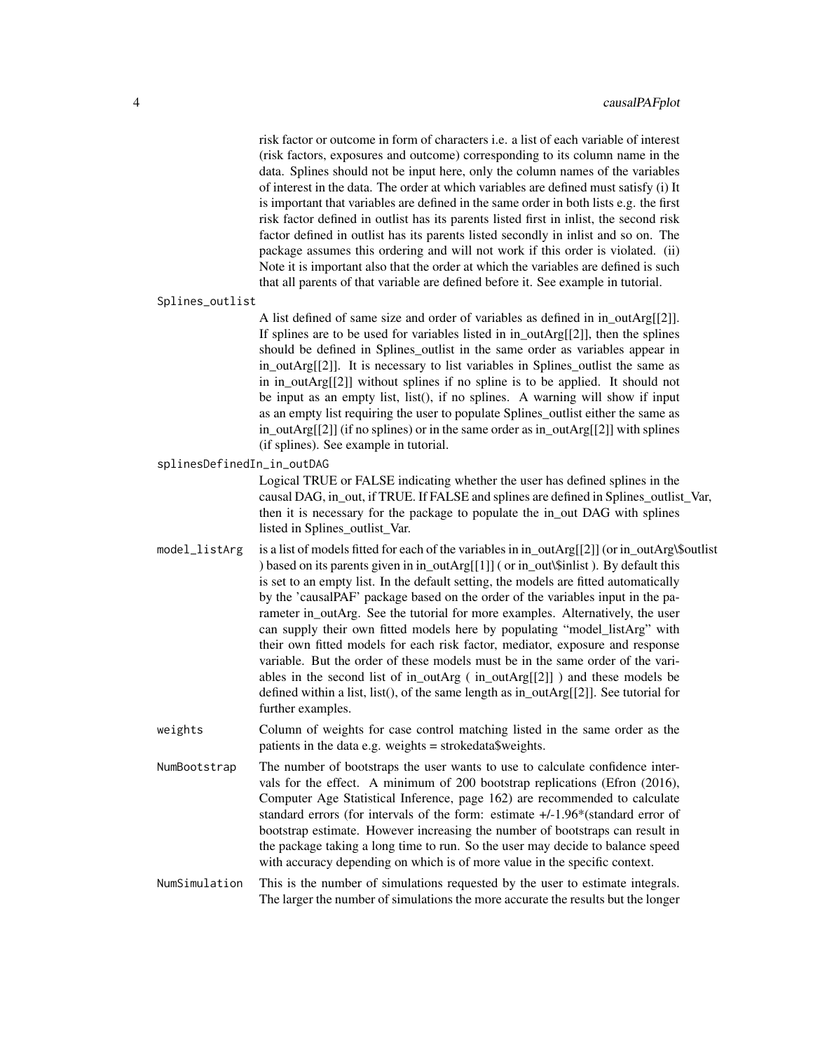risk factor or outcome in form of characters i.e. a list of each variable of interest (risk factors, exposures and outcome) corresponding to its column name in the data. Splines should not be input here, only the column names of the variables of interest in the data. The order at which variables are defined must satisfy (i) It is important that variables are defined in the same order in both lists e.g. the first risk factor defined in outlist has its parents listed first in inlist, the second risk factor defined in outlist has its parents listed secondly in inlist and so on. The package assumes this ordering and will not work if this order is violated. (ii) Note it is important also that the order at which the variables are defined is such that all parents of that variable are defined before it. See example in tutorial.

`Splines_outlist`
: A list defined of same size and order of variables as defined in in_outArg[[2]]. If splines are to be used for variables listed in in_outArg[[2]], then the splines should be defined in Splines_outlist in the same order as variables appear in in_outArg[[2]]. It is necessary to list variables in Splines_outlist the same as in in_outArg[[2]] without splines if no spline is to be applied. It should not be input as an empty list, list(), if no splines. A warning will show if input as an empty list requiring the user to populate Splines_outlist either the same as in_outArg[[2]] (if no splines) or in the same order as in_outArg[[2]] with splines (if splines). See example in tutorial.

`splinesDefinedIn_in_outDAG`
: Logical TRUE or FALSE indicating whether the user has defined splines in the causal DAG, in_out, if TRUE. If FALSE and splines are defined in Splines_outlist_Var, then it is necessary for the package to populate the in_out DAG with splines listed in Splines_outlist_Var.

`model_listArg`
: is a list of models fitted for each of the variables in in_outArg[[2]] (or in_outArg\$outlist ) based on its parents given in in_outArg[[1]] ( or in_out\$inlist ). By default this is set to an empty list. In the default setting, the models are fitted automatically by the 'causalPAF' package based on the order of the variables input in the parameter in_outArg. See the tutorial for more examples. Alternatively, the user can supply their own fitted models here by populating "model_listArg" with their own fitted models for each risk factor, mediator, exposure and response variable. But the order of these models must be in the same order of the variables in the second list of in_outArg ( in_outArg[[2]] ) and these models be defined within a list, list(), of the same length as in_outArg[[2]]. See tutorial for further examples.

`weights`
: Column of weights for case control matching listed in the same order as the patients in the data e.g. weights = strokedata$weights.

`NumBootstrap`
: The number of bootstraps the user wants to use to calculate confidence intervals for the effect. A minimum of 200 bootstrap replications (Efron (2016), Computer Age Statistical Inference, page 162) are recommended to calculate standard errors (for intervals of the form: estimate +/-1.96*(standard error of bootstrap estimate. However increasing the number of bootstraps can result in the package taking a long time to run. So the user may decide to balance speed with accuracy depending on which is of more value in the specific context.

`NumSimulation`
: This is the number of simulations requested by the user to estimate integrals. The larger the number of simulations the more accurate the results but the longer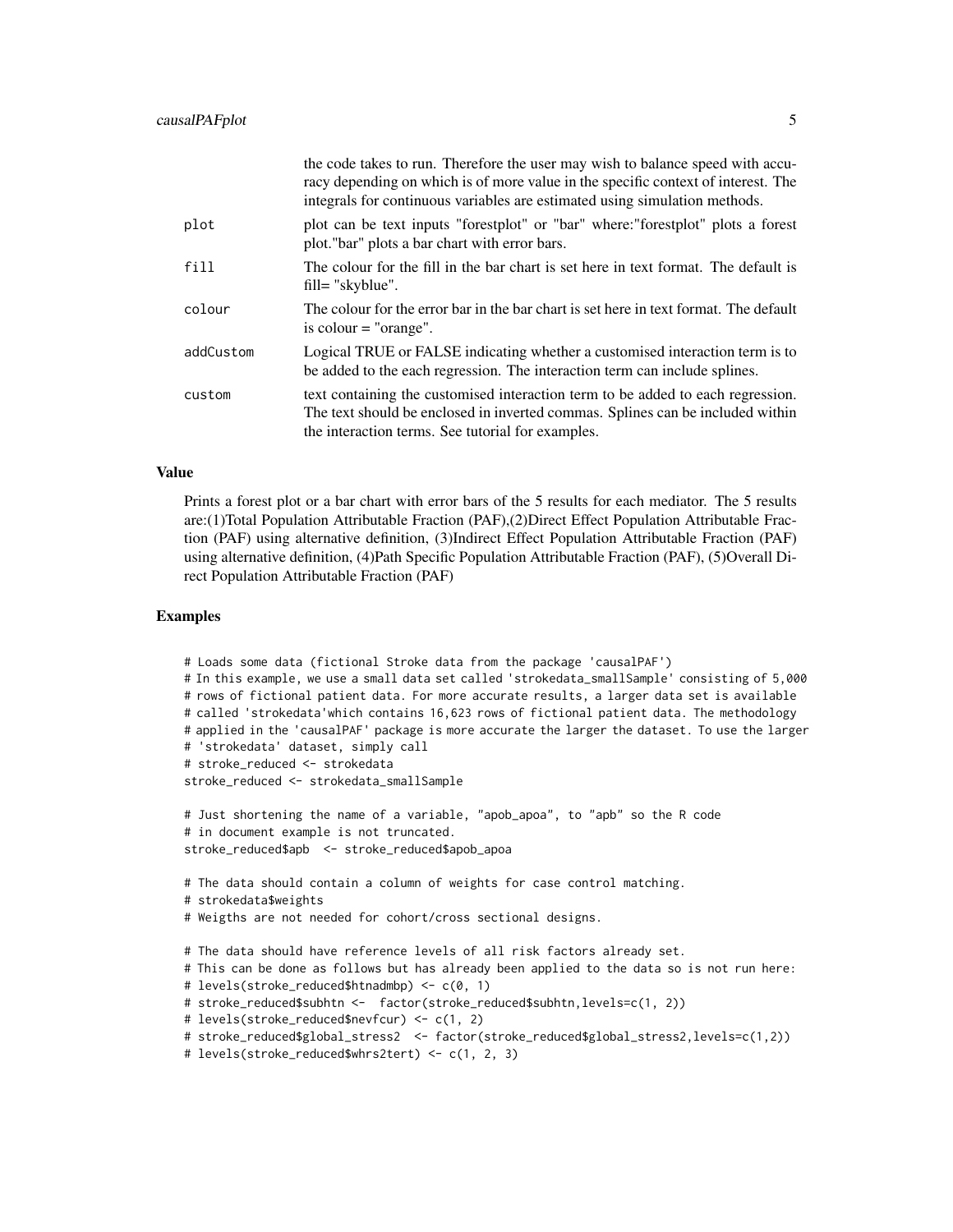the code takes to run. Therefore the user may wish to balance speed with accuracy depending on which is of more value in the specific context of interest. The integrals for continuous variables are estimated using simulation methods.

| | |
|---|---|
| plot | plot can be text inputs "forestplot" or "bar" where:"forestplot" plots a forest plot."bar" plots a bar chart with error bars. |
| fill | The colour for the fill in the bar chart is set here in text format. The default is fill= "skyblue". |
| colour | The colour for the error bar in the bar chart is set here in text format. The default is colour = "orange". |
| addCustom | Logical TRUE or FALSE indicating whether a customised interaction term is to be added to the each regression. The interaction term can include splines. |
| custom | text containing the customised interaction term to be added to each regression. The text should be enclosed in inverted commas. Splines can be included within the interaction terms. See tutorial for examples. |

### Value

Prints a forest plot or a bar chart with error bars of the 5 results for each mediator. The 5 results are:(1)Total Population Attributable Fraction (PAF),(2)Direct Effect Population Attributable Fraction (PAF) using alternative definition, (3)Indirect Effect Population Attributable Fraction (PAF) using alternative definition, (4)Path Specific Population Attributable Fraction (PAF), (5)Overall Direct Population Attributable Fraction (PAF)

### Examples

```
# Loads some data (fictional Stroke data from the package 'causalPAF')
# In this example, we use a small data set called 'strokedata_smallSample' consisting of 5,000
# rows of fictional patient data. For more accurate results, a larger data set is available
# called 'strokedata'which contains 16,623 rows of fictional patient data. The methodology
# applied in the 'causalPAF' package is more accurate the larger the dataset. To use the larger
# 'strokedata' dataset, simply call
# stroke_reduced <- strokedata
stroke_reduced <- strokedata_smallSample

# Just shortening the name of a variable, "apob_apoa", to "apb" so the R code
# in document example is not truncated.
stroke_reduced$apb  <- stroke_reduced$apob_apoa

# The data should contain a column of weights for case control matching.
# strokedata$weights
# Weigths are not needed for cohort/cross sectional designs.

# The data should have reference levels of all risk factors already set.
# This can be done as follows but has already been applied to the data so is not run here:
# levels(stroke_reduced$htnadmbp) <- c(0, 1)
# stroke_reduced$subhtn <-  factor(stroke_reduced$subhtn,levels=c(1, 2))
# levels(stroke_reduced$nevfcur) <- c(1, 2)
# stroke_reduced$global_stress2  <- factor(stroke_reduced$global_stress2,levels=c(1,2))
# levels(stroke_reduced$whrs2tert) <- c(1, 2, 3)
```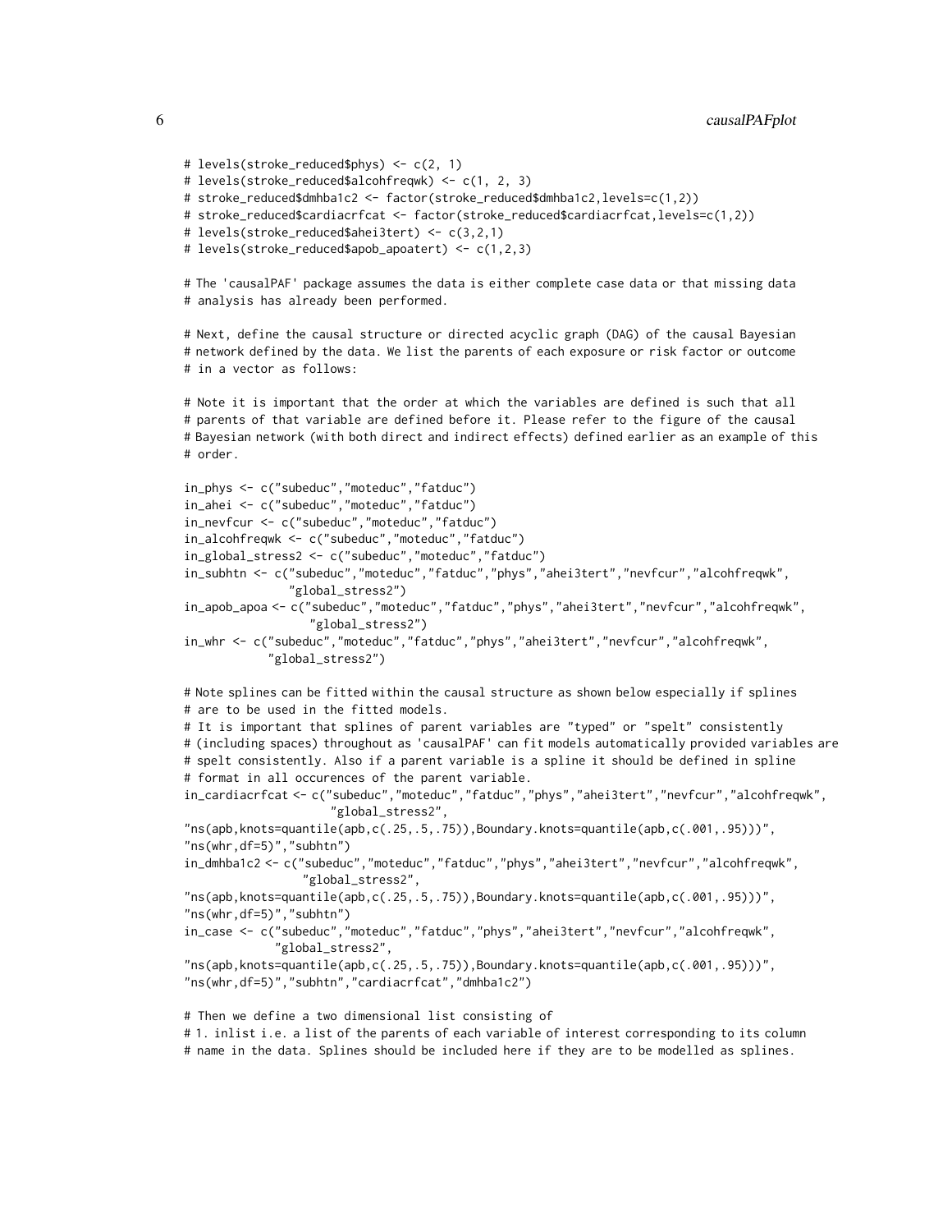```
# levels(stroke_reduced$phys) <- c(2, 1)
# levels(stroke_reduced$alcohfreqwk) <- c(1, 2, 3)
# stroke_reduced$dmhba1c2 <- factor(stroke_reduced$dmhba1c2,levels=c(1,2))
# stroke_reduced$cardiacrfcat <- factor(stroke_reduced$cardiacrfcat,levels=c(1,2))
# levels(stroke_reduced$ahei3tert) <- c(3,2,1)
# levels(stroke_reduced$apob_apoatert) <- c(1,2,3)

# The 'causalPAF' package assumes the data is either complete case data or that missing data
# analysis has already been performed.

# Next, define the causal structure or directed acyclic graph (DAG) of the causal Bayesian
# network defined by the data. We list the parents of each exposure or risk factor or outcome
# in a vector as follows:

# Note it is important that the order at which the variables are defined is such that all
# parents of that variable are defined before it. Please refer to the figure of the causal
# Bayesian network (with both direct and indirect effects) defined earlier as an example of this
# order.

in_phys <- c("subeduc","moteduc","fatduc")
in_ahei <- c("subeduc","moteduc","fatduc")
in_nevfcur <- c("subeduc","moteduc","fatduc")
in_alcohfreqwk <- c("subeduc","moteduc","fatduc")
in_global_stress2 <- c("subeduc","moteduc","fatduc")
in_subhtn <- c("subeduc","moteduc","fatduc","phys","ahei3tert","nevfcur","alcohfreqwk",
               "global_stress2")
in_apob_apoa <- c("subeduc","moteduc","fatduc","phys","ahei3tert","nevfcur","alcohfreqwk",
                  "global_stress2")
in_whr <- c("subeduc","moteduc","fatduc","phys","ahei3tert","nevfcur","alcohfreqwk",
            "global_stress2")

# Note splines can be fitted within the causal structure as shown below especially if splines
# are to be used in the fitted models.
# It is important that splines of parent variables are "typed" or "spelt" consistently
# (including spaces) throughout as 'causalPAF' can fit models automatically provided variables are
# spelt consistently. Also if a parent variable is a spline it should be defined in spline
# format in all occurences of the parent variable.
in_cardiacrfcat <- c("subeduc","moteduc","fatduc","phys","ahei3tert","nevfcur","alcohfreqwk",
                     "global_stress2",
"ns(apb,knots=quantile(apb,c(.25,.5,.75)),Boundary.knots=quantile(apb,c(.001,.95)))",
"ns(whr,df=5)","subhtn")
in_dmhba1c2 <- c("subeduc","moteduc","fatduc","phys","ahei3tert","nevfcur","alcohfreqwk",
                 "global_stress2",
"ns(apb,knots=quantile(apb,c(.25,.5,.75)),Boundary.knots=quantile(apb,c(.001,.95)))",
"ns(whr,df=5)","subhtn")
in_case <- c("subeduc","moteduc","fatduc","phys","ahei3tert","nevfcur","alcohfreqwk",
             "global_stress2",
"ns(apb,knots=quantile(apb,c(.25,.5,.75)),Boundary.knots=quantile(apb,c(.001,.95)))",
"ns(whr,df=5)","subhtn","cardiacrfcat","dmhba1c2")

# Then we define a two dimensional list consisting of
# 1. inlist i.e. a list of the parents of each variable of interest corresponding to its column
# name in the data. Splines should be included here if they are to be modelled as splines.
```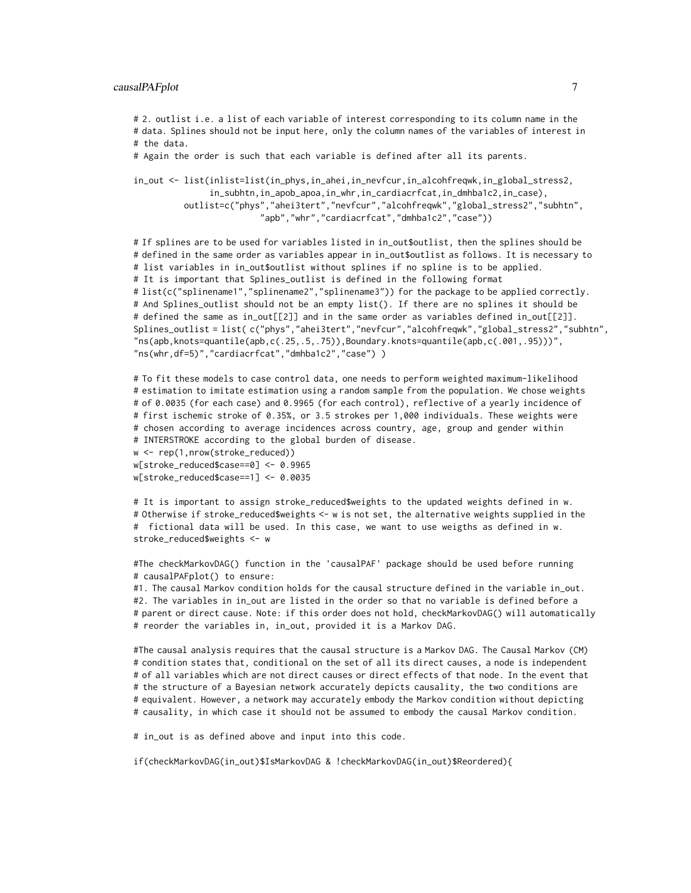```
# 2. outlist i.e. a list of each variable of interest corresponding to its column name in the
# data. Splines should not be input here, only the column names of the variables of interest in
# the data.
# Again the order is such that each variable is defined after all its parents.

in_out <- list(inlist=list(in_phys,in_ahei,in_nevfcur,in_alcohfreqwk,in_global_stress2,
              in_subhtn,in_apob_apoa,in_whr,in_cardiacrfcat,in_dmhba1c2,in_case),
         outlist=c("phys","ahei3tert","nevfcur","alcohfreqwk","global_stress2","subhtn",
                        "apb","whr","cardiacrfcat","dmhba1c2","case"))

# If splines are to be used for variables listed in in_out$outlist, then the splines should be
# defined in the same order as variables appear in in_out$outlist as follows. It is necessary to
# list variables in in_out$outlist without splines if no spline is to be applied.
# It is important that Splines_outlist is defined in the following format
# list(c("splinename1","splinename2","splinename3")) for the package to be applied correctly.
# And Splines_outlist should not be an empty list(). If there are no splines it should be
# defined the same as in_out[[2]] and in the same order as variables defined in_out[[2]].
Splines_outlist = list( c("phys","ahei3tert","nevfcur","alcohfreqwk","global_stress2","subhtn",
"ns(apb,knots=quantile(apb,c(.25,.5,.75)),Boundary.knots=quantile(apb,c(.001,.95)))",
"ns(whr,df=5)","cardiacrfcat","dmhba1c2","case") )

# To fit these models to case control data, one needs to perform weighted maximum-likelihood
# estimation to imitate estimation using a random sample from the population. We chose weights
# of 0.0035 (for each case) and 0.9965 (for each control), reflective of a yearly incidence of
# first ischemic stroke of 0.35%, or 3.5 strokes per 1,000 individuals. These weights were
# chosen according to average incidences across country, age, group and gender within
# INTERSTROKE according to the global burden of disease.
w <- rep(1,nrow(stroke_reduced))
w[stroke_reduced$case==0] <- 0.9965
w[stroke_reduced$case==1] <- 0.0035

# It is important to assign stroke_reduced$weights to the updated weights defined in w.
# Otherwise if stroke_reduced$weights <- w is not set, the alternative weights supplied in the
#  fictional data will be used. In this case, we want to use weigths as defined in w.
stroke_reduced$weights <- w

#The checkMarkovDAG() function in the 'causalPAF' package should be used before running
# causalPAFplot() to ensure:
#1. The causal Markov condition holds for the causal structure defined in the variable in_out.
#2. The variables in in_out are listed in the order so that no variable is defined before a
# parent or direct cause. Note: if this order does not hold, checkMarkovDAG() will automatically
# reorder the variables in, in_out, provided it is a Markov DAG.

#The causal analysis requires that the causal structure is a Markov DAG. The Causal Markov (CM)
# condition states that, conditional on the set of all its direct causes, a node is independent
# of all variables which are not direct causes or direct effects of that node. In the event that
# the structure of a Bayesian network accurately depicts causality, the two conditions are
# equivalent. However, a network may accurately embody the Markov condition without depicting
# causality, in which case it should not be assumed to embody the causal Markov condition.

# in_out is as defined above and input into this code.

if(checkMarkovDAG(in_out)$IsMarkovDAG & !checkMarkovDAG(in_out)$Reordered){
```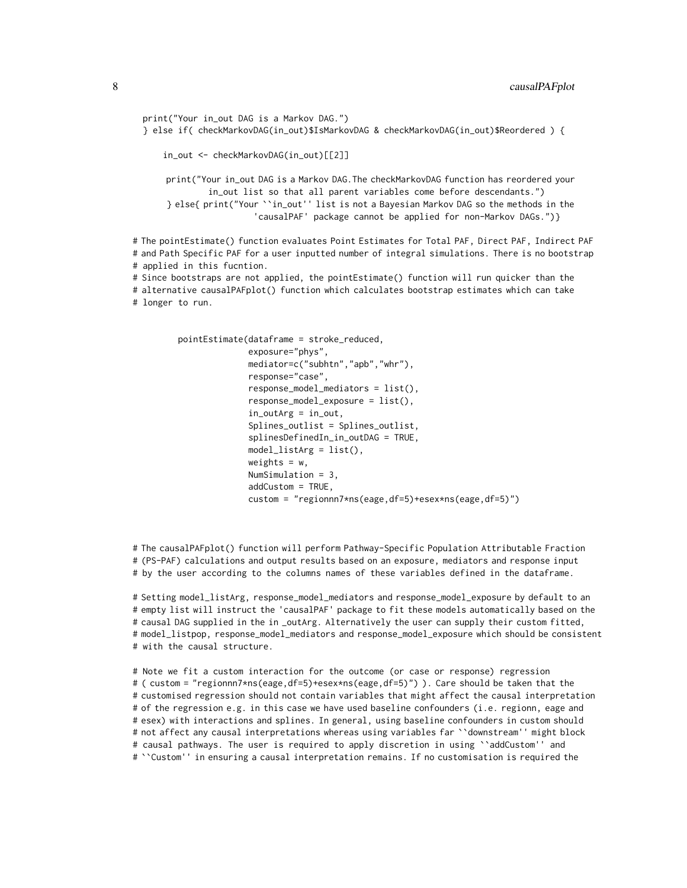```
  print("Your in_out DAG is a Markov DAG.")
  } else if( checkMarkovDAG(in_out)$IsMarkovDAG & checkMarkovDAG(in_out)$Reordered ) {

      in_out <- checkMarkovDAG(in_out)[[2]]

       print("Your in_out DAG is a Markov DAG.The checkMarkovDAG function has reordered your
               in_out list so that all parent variables come before descendants.")
       } else{ print("Your ``in_out'' list is not a Bayesian Markov DAG so the methods in the
                       'causalPAF' package cannot be applied for non-Markov DAGs.")}

# The pointEstimate() function evaluates Point Estimates for Total PAF, Direct PAF, Indirect PAF
# and Path Specific PAF for a user inputted number of integral simulations. There is no bootstrap
# applied in this fucntion.
# Since bootstraps are not applied, the pointEstimate() function will run quicker than the
# alternative causalPAFplot() function which calculates bootstrap estimates which can take
# longer to run.


        pointEstimate(dataframe = stroke_reduced,
                      exposure="phys",
                      mediator=c("subhtn","apb","whr"),
                      response="case",
                      response_model_mediators = list(),
                      response_model_exposure = list(),
                      in_outArg = in_out,
                      Splines_outlist = Splines_outlist,
                      splinesDefinedIn_in_outDAG = TRUE,
                      model_listArg = list(),
                      weights = w,
                      NumSimulation = 3,
                      addCustom = TRUE,
                      custom = "regionnn7*ns(eage,df=5)+esex*ns(eage,df=5)")



# The causalPAFplot() function will perform Pathway-Specific Population Attributable Fraction
# (PS-PAF) calculations and output results based on an exposure, mediators and response input
# by the user according to the columns names of these variables defined in the dataframe.

# Setting model_listArg, response_model_mediators and response_model_exposure by default to an
# empty list will instruct the 'causalPAF' package to fit these models automatically based on the
# causal DAG supplied in the in _outArg. Alternatively the user can supply their custom fitted,
# model_listpop, response_model_mediators and response_model_exposure which should be consistent
# with the causal structure.

# Note we fit a custom interaction for the outcome (or case or response) regression
# ( custom = "regionnn7*ns(eage,df=5)+esex*ns(eage,df=5)") ). Care should be taken that the
# customised regression should not contain variables that might affect the causal interpretation
# of the regression e.g. in this case we have used baseline confounders (i.e. regionn, eage and
# esex) with interactions and splines. In general, using baseline confounders in custom should
# not affect any causal interpretations whereas using variables far ``downstream'' might block
# causal pathways. The user is required to apply discretion in using ``addCustom'' and
# ``Custom'' in ensuring a causal interpretation remains. If no customisation is required the
```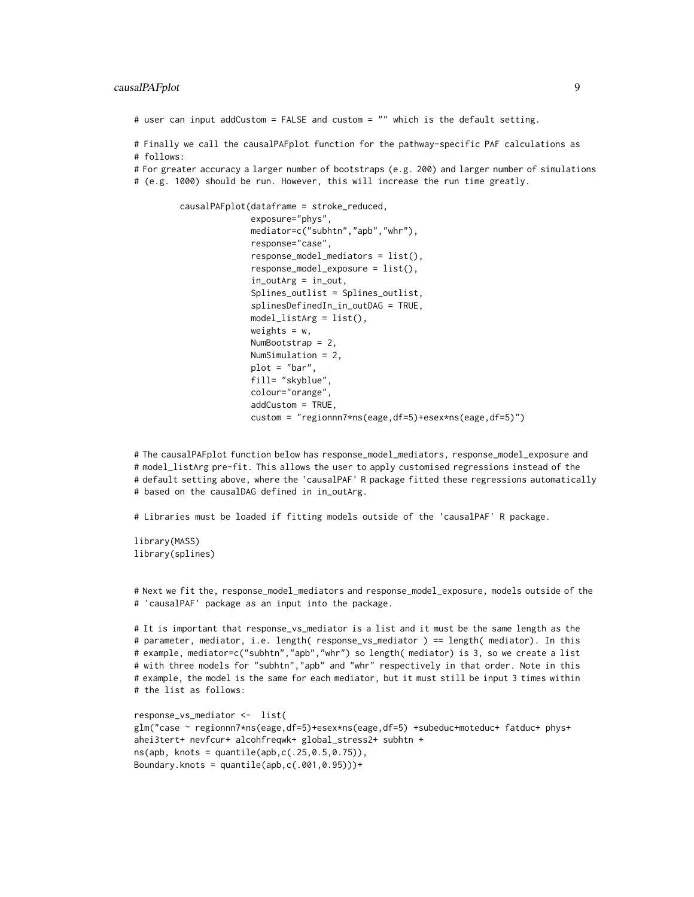```
# user can input addCustom = FALSE and custom = "" which is the default setting.

# Finally we call the causalPAFplot function for the pathway-specific PAF calculations as
# follows:
# For greater accuracy a larger number of bootstraps (e.g. 200) and larger number of simulations
# (e.g. 1000) should be run. However, this will increase the run time greatly.

         causalPAFplot(dataframe = stroke_reduced,
                       exposure="phys",
                       mediator=c("subhtn","apb","whr"),
                       response="case",
                       response_model_mediators = list(),
                       response_model_exposure = list(),
                       in_outArg = in_out,
                       Splines_outlist = Splines_outlist,
                       splinesDefinedIn_in_outDAG = TRUE,
                       model_listArg = list(),
                       weights = w,
                       NumBootstrap = 2,
                       NumSimulation = 2,
                       plot = "bar",
                       fill= "skyblue",
                       colour="orange",
                       addCustom = TRUE,
                       custom = "regionnn7*ns(eage,df=5)+esex*ns(eage,df=5)")


# The causalPAFplot function below has response_model_mediators, response_model_exposure and
# model_listArg pre-fit. This allows the user to apply customised regressions instead of the
# default setting above, where the 'causalPAF' R package fitted these regressions automatically
# based on the causalDAG defined in in_outArg.

# Libraries must be loaded if fitting models outside of the 'causalPAF' R package.

library(MASS)
library(splines)


# Next we fit the, response_model_mediators and response_model_exposure, models outside of the
# 'causalPAF' package as an input into the package.

# It is important that response_vs_mediator is a list and it must be the same length as the
# parameter, mediator, i.e. length( response_vs_mediator ) == length( mediator). In this
# example, mediator=c("subhtn","apb","whr") so length( mediator) is 3, so we create a list
# with three models for "subhtn","apb" and "whr" respectively in that order. Note in this
# example, the model is the same for each mediator, but it must still be input 3 times within
# the list as follows:

response_vs_mediator <-  list(
glm("case ~ regionnn7*ns(eage,df=5)+esex*ns(eage,df=5) +subeduc+moteduc+ fatduc+ phys+
ahei3tert+ nevfcur+ alcohfreqwk+ global_stress2+ subhtn +
ns(apb, knots = quantile(apb,c(.25,0.5,0.75)),
Boundary.knots = quantile(apb,c(.001,0.95)))+
```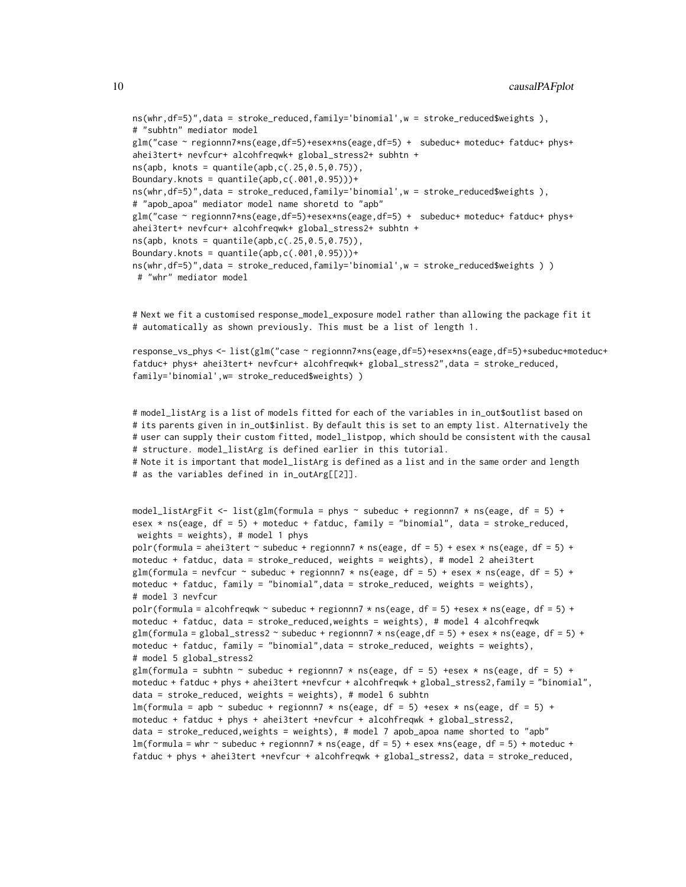```
ns(whr,df=5)",data = stroke_reduced,family='binomial',w = stroke_reduced$weights ),
# "subhtn" mediator model
glm("case ~ regionnn7*ns(eage,df=5)+esex*ns(eage,df=5) +  subeduc+ moteduc+ fatduc+ phys+
ahei3tert+ nevfcur+ alcohfreqwk+ global_stress2+ subhtn +
ns(apb, knots = quantile(apb,c(.25,0.5,0.75)),
Boundary.knots = quantile(apb,c(.001,0.95)))+
ns(whr,df=5)",data = stroke_reduced,family='binomial',w = stroke_reduced$weights ),
# "apob_apoa" mediator model name shoretd to "apb"
glm("case ~ regionnn7*ns(eage,df=5)+esex*ns(eage,df=5) +  subeduc+ moteduc+ fatduc+ phys+
ahei3tert+ nevfcur+ alcohfreqwk+ global_stress2+ subhtn +
ns(apb, knots = quantile(apb,c(.25,0.5,0.75)),
Boundary.knots = quantile(apb,c(.001,0.95)))+
ns(whr,df=5)",data = stroke_reduced,family='binomial',w = stroke_reduced$weights ) )
 # "whr" mediator model


# Next we fit a customised response_model_exposure model rather than allowing the package fit it
# automatically as shown previously. This must be a list of length 1.

response_vs_phys <- list(glm("case ~ regionnn7*ns(eage,df=5)+esex*ns(eage,df=5)+subeduc+moteduc+
fatduc+ phys+ ahei3tert+ nevfcur+ alcohfreqwk+ global_stress2",data = stroke_reduced,
family='binomial',w= stroke_reduced$weights) )


# model_listArg is a list of models fitted for each of the variables in in_out$outlist based on
# its parents given in in_out$inlist. By default this is set to an empty list. Alternatively the
# user can supply their custom fitted, model_listpop, which should be consistent with the causal
# structure. model_listArg is defined earlier in this tutorial.
# Note it is important that model_listArg is defined as a list and in the same order and length
# as the variables defined in in_outArg[[2]].


model_listArgFit <- list(glm(formula = phys ~ subeduc + regionnn7 * ns(eage, df = 5) +
esex * ns(eage, df = 5) + moteduc + fatduc, family = "binomial", data = stroke_reduced,
 weights = weights), # model 1 phys
polr(formula = ahei3tert ~ subeduc + regionnn7 * ns(eage, df = 5) + esex * ns(eage, df = 5) +
moteduc + fatduc, data = stroke_reduced, weights = weights), # model 2 ahei3tert
glm(formula = nevfcur ~ subeduc + regionnn7 * ns(eage, df = 5) + esex * ns(eage, df = 5) +
moteduc + fatduc, family = "binomial",data = stroke_reduced, weights = weights),
# model 3 nevfcur
polr(formula = alcohfreqwk ~ subeduc + regionnn7 * ns(eage, df = 5) +esex * ns(eage, df = 5) +
moteduc + fatduc, data = stroke_reduced,weights = weights), # model 4 alcohfreqwk
glm(formula = global_stress2 ~ subeduc + regionnn7 * ns(eage,df = 5) + esex * ns(eage, df = 5) +
moteduc + fatduc, family = "binomial",data = stroke_reduced, weights = weights),
# model 5 global_stress2
glm(formula = subhtn ~ subeduc + regionnn7 * ns(eage, df = 5) +esex * ns(eage, df = 5) +
moteduc + fatduc + phys + ahei3tert +nevfcur + alcohfreqwk + global_stress2,family = "binomial",
data = stroke_reduced, weights = weights), # model 6 subhtn
lm(formula = apb ~ subeduc + regionnn7 * ns(eage, df = 5) +esex * ns(eage, df = 5) +
moteduc + fatduc + phys + ahei3tert +nevfcur + alcohfreqwk + global_stress2,
data = stroke_reduced,weights = weights), # model 7 apob_apoa name shorted to "apb"
lm(formula = whr ~ subeduc + regionnn7 * ns(eage, df = 5) + esex *ns(eage, df = 5) + moteduc +
fatduc + phys + ahei3tert +nevfcur + alcohfreqwk + global_stress2, data = stroke_reduced,
```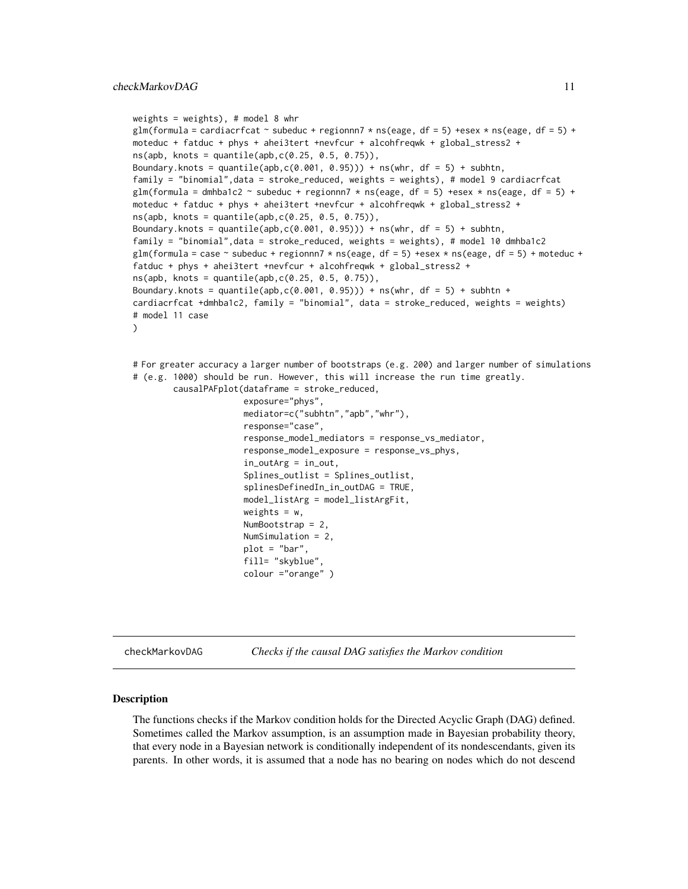```
weights = weights), # model 8 whr
glm(formula = cardiacrfcat ~ subeduc + regionnn7 * ns(eage, df = 5) +esex * ns(eage, df = 5) +
moteduc + fatduc + phys + ahei3tert +nevfcur + alcohfreqwk + global_stress2 +
ns(apb, knots = quantile(apb,c(0.25, 0.5, 0.75)),
Boundary.knots = quantile(apb,c(0.001, 0.95))) + ns(whr, df = 5) + subhtn,
family = "binomial",data = stroke_reduced, weights = weights), # model 9 cardiacrfcat
glm(formula = dmhba1c2 ~ subeduc + regionnn7 * ns(eage, df = 5) +esex * ns(eage, df = 5) +
moteduc + fatduc + phys + ahei3tert +nevfcur + alcohfreqwk + global_stress2 +
ns(apb, knots = quantile(apb,c(0.25, 0.5, 0.75)),
Boundary.knots = quantile(apb,c(0.001, 0.95))) + ns(whr, df = 5) + subhtn,
family = "binomial",data = stroke_reduced, weights = weights), # model 10 dmhba1c2
glm(formula = case ~ subeduc + regionnn7 * ns(eage, df = 5) +esex * ns(eage, df = 5) + moteduc +
fatduc + phys + ahei3tert +nevfcur + alcohfreqwk + global_stress2 +
ns(apb, knots = quantile(apb,c(0.25, 0.5, 0.75)),
Boundary.knots = quantile(apb,c(0.001, 0.95))) + ns(whr, df = 5) + subhtn +
cardiacrfcat +dmhba1c2, family = "binomial", data = stroke_reduced, weights = weights)
# model 11 case
)


# For greater accuracy a larger number of bootstraps (e.g. 200) and larger number of simulations
# (e.g. 1000) should be run. However, this will increase the run time greatly.
        causalPAFplot(dataframe = stroke_reduced,
                      exposure="phys",
                      mediator=c("subhtn","apb","whr"),
                      response="case",
                      response_model_mediators = response_vs_mediator,
                      response_model_exposure = response_vs_phys,
                      in_outArg = in_out,
                      Splines_outlist = Splines_outlist,
                      splinesDefinedIn_in_outDAG = TRUE,
                      model_listArg = model_listArgFit,
                      weights = w,
                      NumBootstrap = 2,
                      NumSimulation = 2,
                      plot = "bar",
                      fill= "skyblue",
                      colour ="orange" )
```

## checkMarkovDAG *Checks if the causal DAG satisfies the Markov condition*

### Description

The functions checks if the Markov condition holds for the Directed Acyclic Graph (DAG) defined. Sometimes called the Markov assumption, is an assumption made in Bayesian probability theory, that every node in a Bayesian network is conditionally independent of its nondescendants, given its parents. In other words, it is assumed that a node has no bearing on nodes which do not descend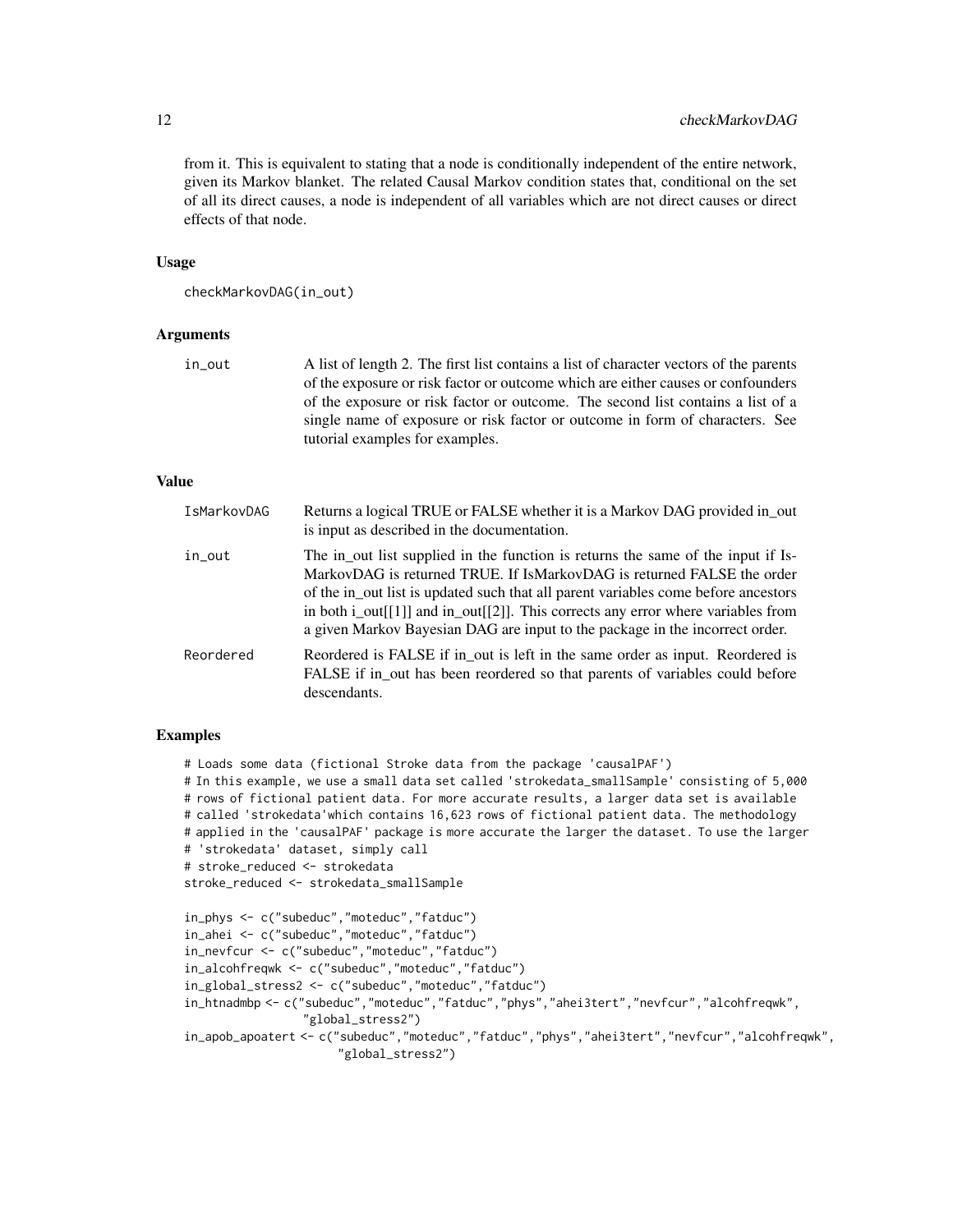from it. This is equivalent to stating that a node is conditionally independent of the entire network, given its Markov blanket. The related Causal Markov condition states that, conditional on the set of all its direct causes, a node is independent of all variables which are not direct causes or direct effects of that node.

### Usage

```
checkMarkovDAG(in_out)
```

### Arguments

| | |
|---|---|
| in_out | A list of length 2. The first list contains a list of character vectors of the parents of the exposure or risk factor or outcome which are either causes or confounders of the exposure or risk factor or outcome. The second list contains a list of a single name of exposure or risk factor or outcome in form of characters. See tutorial examples for examples. |

### Value

| | |
|---|---|
| IsMarkovDAG | Returns a logical TRUE or FALSE whether it is a Markov DAG provided in_out is input as described in the documentation. |
| in_out | The in_out list supplied in the function is returns the same of the input if IsMarkovDAG is returned TRUE. If IsMarkovDAG is returned FALSE the order of the in_out list is updated such that all parent variables come before ancestors in both i_out[[1]] and in_out[[2]]. This corrects any error where variables from a given Markov Bayesian DAG are input to the package in the incorrect order. |
| Reordered | Reordered is FALSE if in_out is left in the same order as input. Reordered is FALSE if in_out has been reordered so that parents of variables could before descendants. |

### Examples

```
# Loads some data (fictional Stroke data from the package 'causalPAF')
# In this example, we use a small data set called 'strokedata_smallSample' consisting of 5,000
# rows of fictional patient data. For more accurate results, a larger data set is available
# called 'strokedata'which contains 16,623 rows of fictional patient data. The methodology
# applied in the 'causalPAF' package is more accurate the larger the dataset. To use the larger
# 'strokedata' dataset, simply call
# stroke_reduced <- strokedata
stroke_reduced <- strokedata_smallSample

in_phys <- c("subeduc","moteduc","fatduc")
in_ahei <- c("subeduc","moteduc","fatduc")
in_nevfcur <- c("subeduc","moteduc","fatduc")
in_alcohfreqwk <- c("subeduc","moteduc","fatduc")
in_global_stress2 <- c("subeduc","moteduc","fatduc")
in_htnadmbp <- c("subeduc","moteduc","fatduc","phys","ahei3tert","nevfcur","alcohfreqwk",
                 "global_stress2")
in_apob_apoatert <- c("subeduc","moteduc","fatduc","phys","ahei3tert","nevfcur","alcohfreqwk",
                      "global_stress2")
```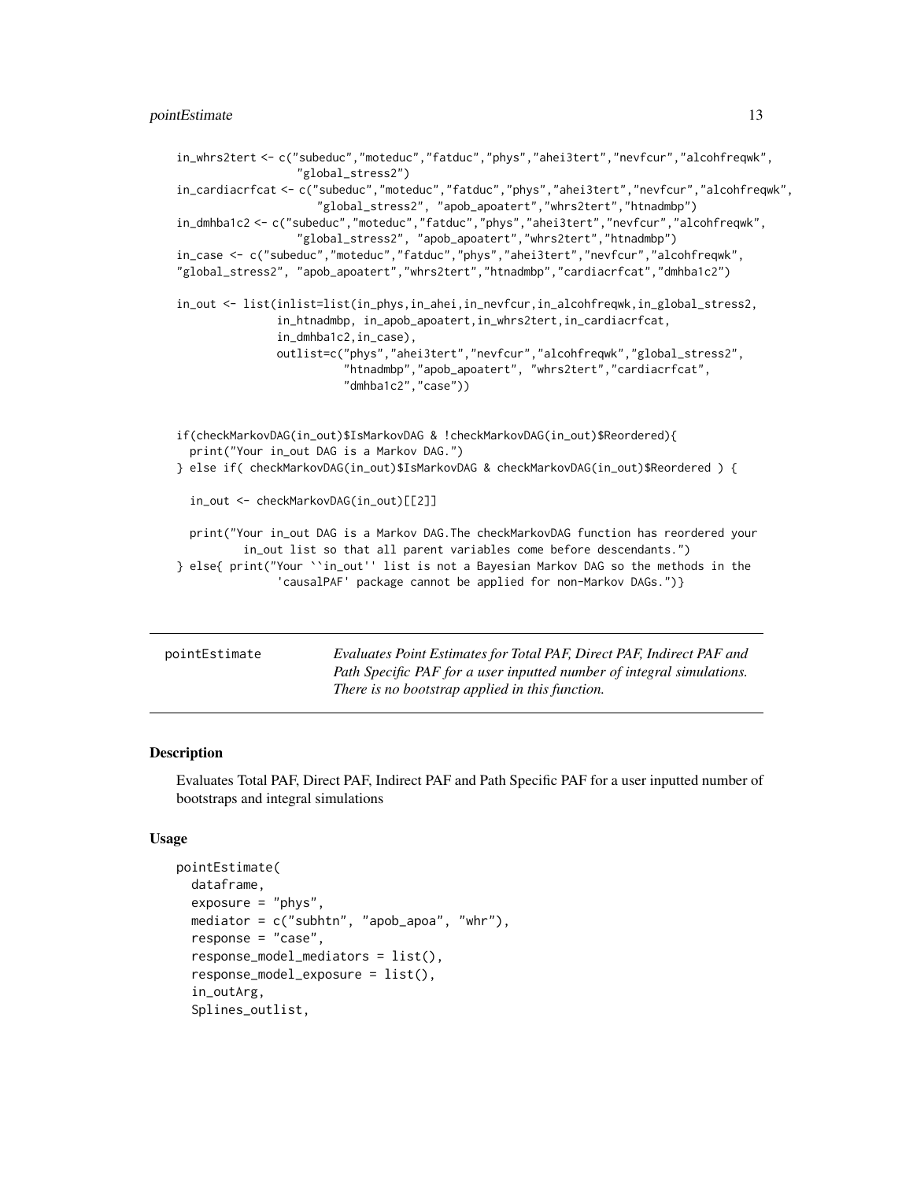```
in_whrs2tert <- c("subeduc","moteduc","fatduc","phys","ahei3tert","nevfcur","alcohfreqwk",
                  "global_stress2")
in_cardiacrfcat <- c("subeduc","moteduc","fatduc","phys","ahei3tert","nevfcur","alcohfreqwk",
                     "global_stress2", "apob_apoatert","whrs2tert","htnadmbp")
in_dmhba1c2 <- c("subeduc","moteduc","fatduc","phys","ahei3tert","nevfcur","alcohfreqwk",
                  "global_stress2", "apob_apoatert","whrs2tert","htnadmbp")
in_case <- c("subeduc","moteduc","fatduc","phys","ahei3tert","nevfcur","alcohfreqwk",
"global_stress2", "apob_apoatert","whrs2tert","htnadmbp","cardiacrfcat","dmhba1c2")

in_out <- list(inlist=list(in_phys,in_ahei,in_nevfcur,in_alcohfreqwk,in_global_stress2,
               in_htnadmbp, in_apob_apoatert,in_whrs2tert,in_cardiacrfcat,
               in_dmhba1c2,in_case),
               outlist=c("phys","ahei3tert","nevfcur","alcohfreqwk","global_stress2",
                         "htnadmbp","apob_apoatert", "whrs2tert","cardiacrfcat",
                         "dmhba1c2","case"))


if(checkMarkovDAG(in_out)$IsMarkovDAG & !checkMarkovDAG(in_out)$Reordered){
  print("Your in_out DAG is a Markov DAG.")
} else if( checkMarkovDAG(in_out)$IsMarkovDAG & checkMarkovDAG(in_out)$Reordered ) {

  in_out <- checkMarkovDAG(in_out)[[2]]

  print("Your in_out DAG is a Markov DAG.The checkMarkovDAG function has reordered your
        in_out list so that all parent variables come before descendants.")
} else{ print("Your ``in_out'' list is not a Bayesian Markov DAG so the methods in the
              'causalPAF' package cannot be applied for non-Markov DAGs.")}
```

## pointEstimate

*Evaluates Point Estimates for Total PAF, Direct PAF, Indirect PAF and Path Specific PAF for a user inputted number of integral simulations. There is no bootstrap applied in this function.*

### Description

Evaluates Total PAF, Direct PAF, Indirect PAF and Path Specific PAF for a user inputted number of bootstraps and integral simulations

### Usage

```
pointEstimate(
  dataframe,
  exposure = "phys",
  mediator = c("subhtn", "apob_apoa", "whr"),
  response = "case",
  response_model_mediators = list(),
  response_model_exposure = list(),
  in_outArg,
  Splines_outlist,
```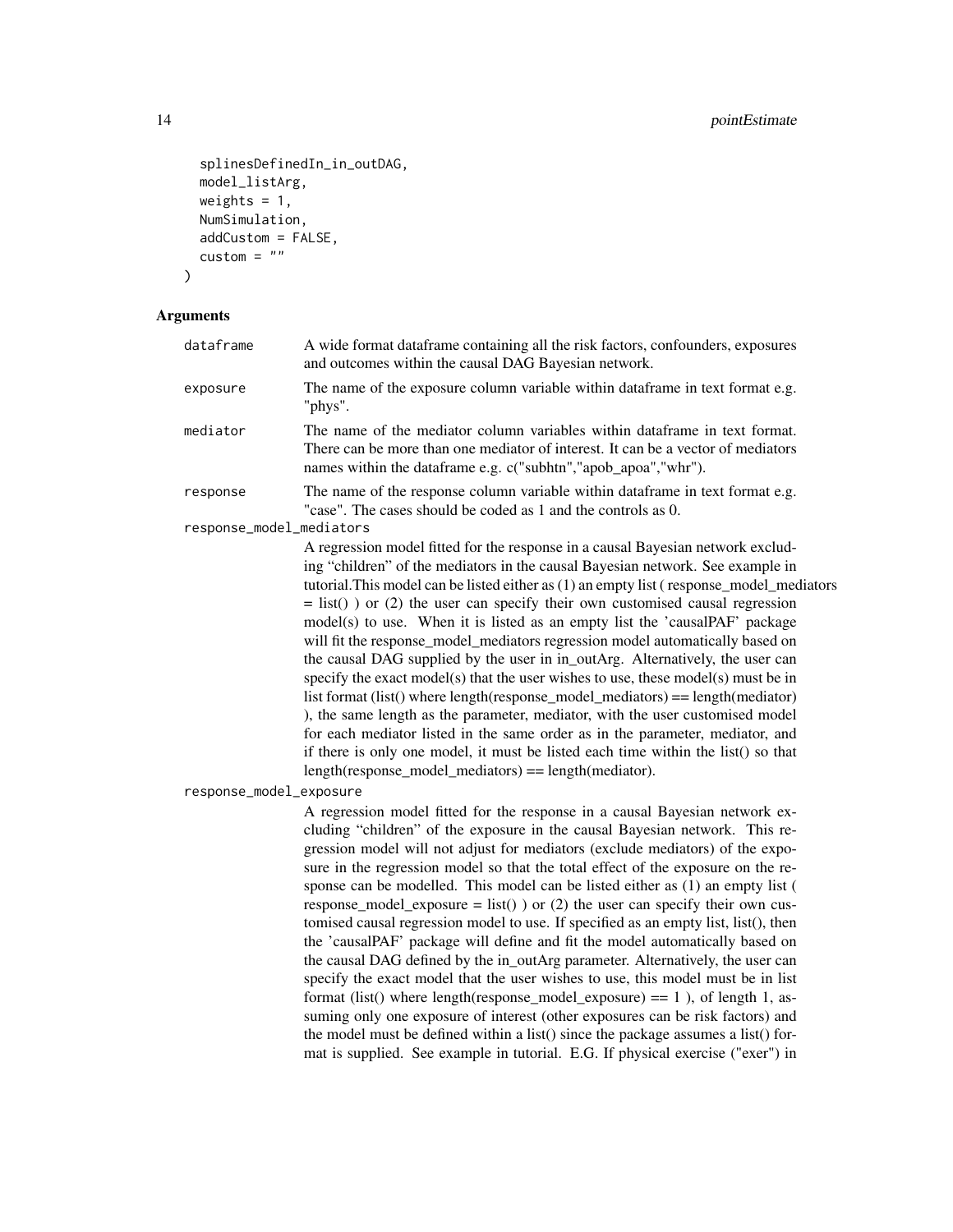```
  splinesDefinedIn_in_outDAG,
  model_listArg,
  weights = 1,
  NumSimulation,
  addCustom = FALSE,
  custom = ""
)
```

## Arguments

`dataframe`
: A wide format dataframe containing all the risk factors, confounders, exposures and outcomes within the causal DAG Bayesian network.

`exposure`
: The name of the exposure column variable within dataframe in text format e.g. "phys".

`mediator`
: The name of the mediator column variables within dataframe in text format. There can be more than one mediator of interest. It can be a vector of mediators names within the dataframe e.g. c("subhtn","apob_apoa","whr").

`response`
: The name of the response column variable within dataframe in text format e.g. "case". The cases should be coded as 1 and the controls as 0.

`response_model_mediators`
: A regression model fitted for the response in a causal Bayesian network excluding "children" of the mediators in the causal Bayesian network. See example in tutorial.This model can be listed either as (1) an empty list ( response_model_mediators = list() ) or (2) the user can specify their own customised causal regression model(s) to use. When it is listed as an empty list the 'causalPAF' package will fit the response_model_mediators regression model automatically based on the causal DAG supplied by the user in in_outArg. Alternatively, the user can specify the exact model(s) that the user wishes to use, these model(s) must be in list format (list() where length(response_model_mediators) == length(mediator) ), the same length as the parameter, mediator, with the user customised model for each mediator listed in the same order as in the parameter, mediator, and if there is only one model, it must be listed each time within the list() so that length(response_model_mediators) == length(mediator).

`response_model_exposure`
: A regression model fitted for the response in a causal Bayesian network excluding "children" of the exposure in the causal Bayesian network. This regression model will not adjust for mediators (exclude mediators) of the exposure in the regression model so that the total effect of the exposure on the response can be modelled. This model can be listed either as (1) an empty list ( response_model_exposure = list() ) or (2) the user can specify their own customised causal regression model to use. If specified as an empty list, list(), then the 'causalPAF' package will define and fit the model automatically based on the causal DAG defined by the in_outArg parameter. Alternatively, the user can specify the exact model that the user wishes to use, this model must be in list format (list() where length(response_model_exposure) == 1 ), of length 1, assuming only one exposure of interest (other exposures can be risk factors) and the model must be defined within a list() since the package assumes a list() format is supplied. See example in tutorial. E.G. If physical exercise ("exer") in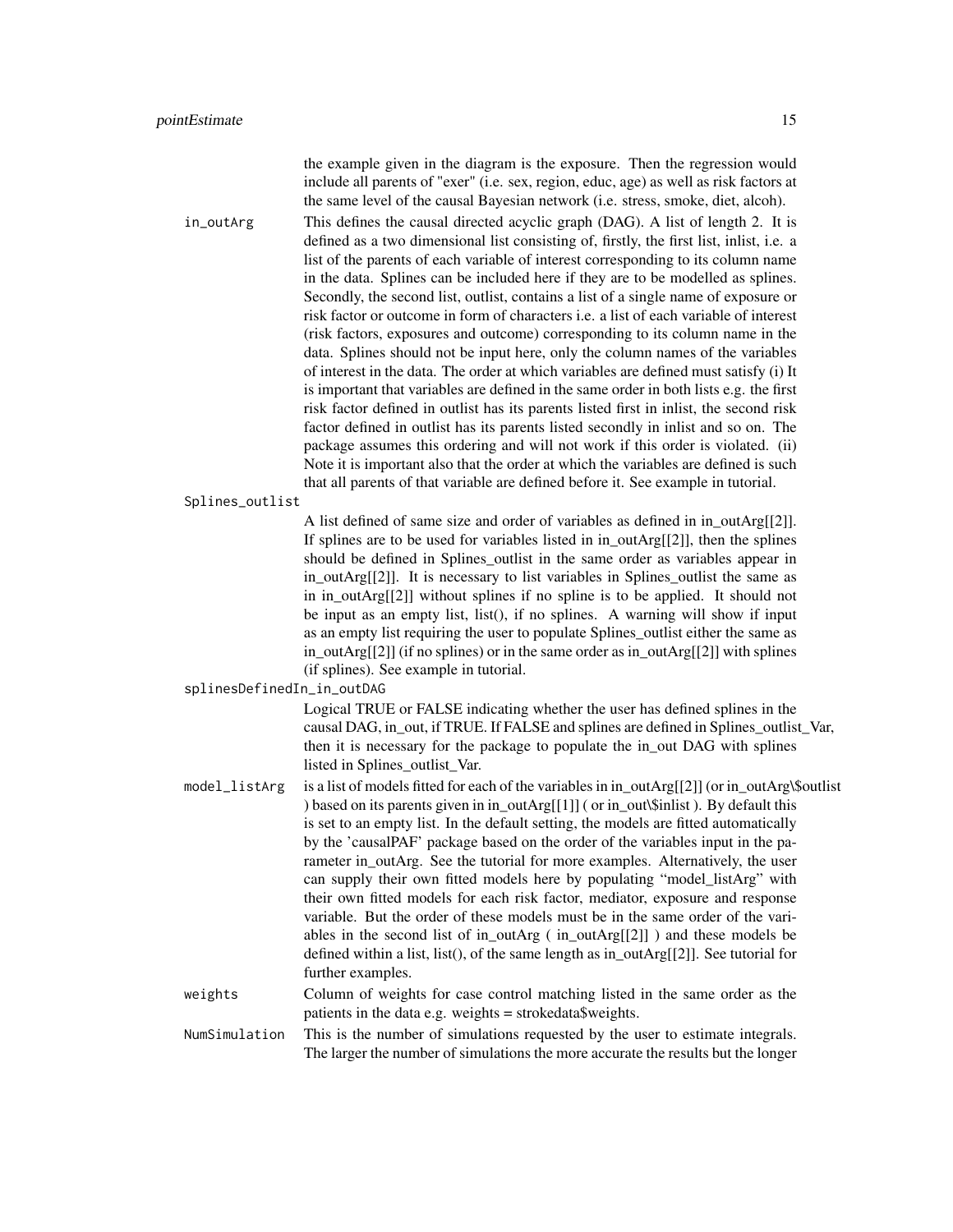the example given in the diagram is the exposure. Then the regression would include all parents of "exer" (i.e. sex, region, educ, age) as well as risk factors at the same level of the causal Bayesian network (i.e. stress, smoke, diet, alcoh).

`in_outArg`
: This defines the causal directed acyclic graph (DAG). A list of length 2. It is defined as a two dimensional list consisting of, firstly, the first list, inlist, i.e. a list of the parents of each variable of interest corresponding to its column name in the data. Splines can be included here if they are to be modelled as splines. Secondly, the second list, outlist, contains a list of a single name of exposure or risk factor or outcome in form of characters i.e. a list of each variable of interest (risk factors, exposures and outcome) corresponding to its column name in the data. Splines should not be input here, only the column names of the variables of interest in the data. The order at which variables are defined must satisfy (i) It is important that variables are defined in the same order in both lists e.g. the first risk factor defined in outlist has its parents listed first in inlist, the second risk factor defined in outlist has its parents listed secondly in inlist and so on. The package assumes this ordering and will not work if this order is violated. (ii) Note it is important also that the order at which the variables are defined is such that all parents of that variable are defined before it. See example in tutorial.

`Splines_outlist`
: A list defined of same size and order of variables as defined in in_outArg[[2]]. If splines are to be used for variables listed in in_outArg[[2]], then the splines should be defined in Splines_outlist in the same order as variables appear in in_outArg[[2]]. It is necessary to list variables in Splines_outlist the same as in in_outArg[[2]] without splines if no spline is to be applied. It should not be input as an empty list, list(), if no splines. A warning will show if input as an empty list requiring the user to populate Splines_outlist either the same as in_outArg[[2]] (if no splines) or in the same order as in_outArg[[2]] with splines (if splines). See example in tutorial.

`splinesDefinedIn_in_outDAG`
: Logical TRUE or FALSE indicating whether the user has defined splines in the causal DAG, in_out, if TRUE. If FALSE and splines are defined in Splines_outlist_Var, then it is necessary for the package to populate the in_out DAG with splines listed in Splines_outlist_Var.

`model_listArg`
: is a list of models fitted for each of the variables in in_outArg[[2]] (or in_outArg\$outlist ) based on its parents given in in_outArg[[1]] ( or in_out\$inlist ). By default this is set to an empty list. In the default setting, the models are fitted automatically by the 'causalPAF' package based on the order of the variables input in the parameter in_outArg. See the tutorial for more examples. Alternatively, the user can supply their own fitted models here by populating "model_listArg" with their own fitted models for each risk factor, mediator, exposure and response variable. But the order of these models must be in the same order of the variables in the second list of in_outArg ( in_outArg[[2]] ) and these models be defined within a list, list(), of the same length as in_outArg[[2]]. See tutorial for further examples.

`weights`
: Column of weights for case control matching listed in the same order as the patients in the data e.g. weights = strokedata$weights.

`NumSimulation`
: This is the number of simulations requested by the user to estimate integrals. The larger the number of simulations the more accurate the results but the longer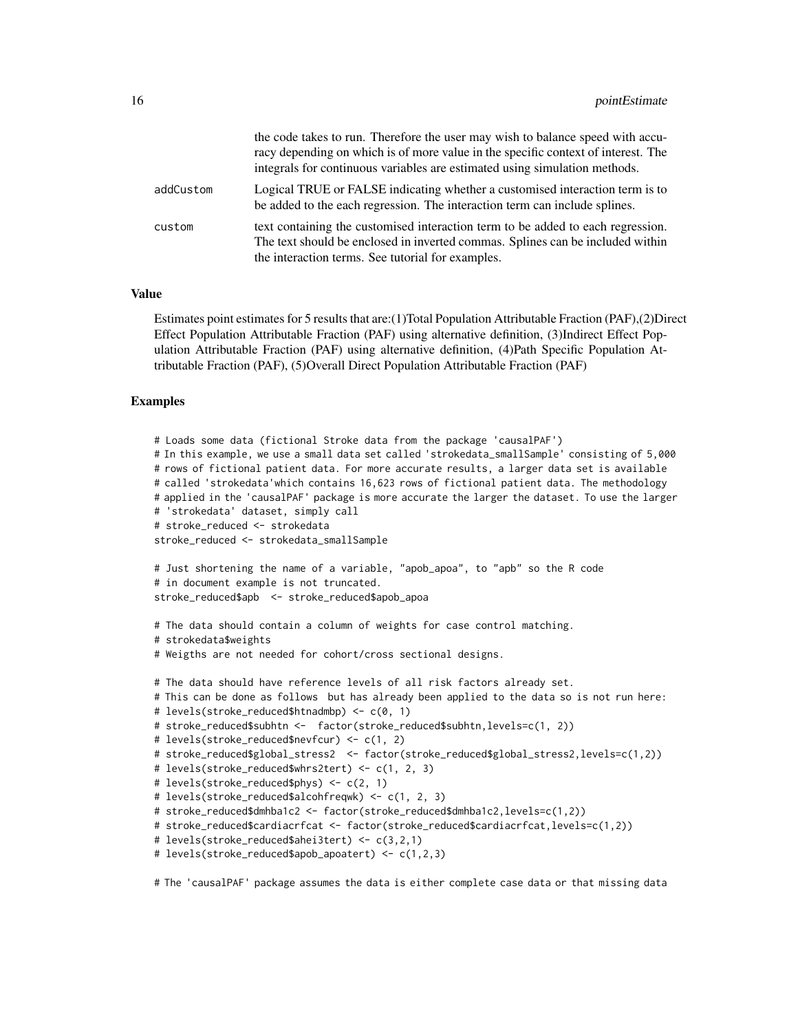the code takes to run. Therefore the user may wish to balance speed with accuracy depending on which is of more value in the specific context of interest. The integrals for continuous variables are estimated using simulation methods.

addCustom
: Logical TRUE or FALSE indicating whether a customised interaction term is to be added to the each regression. The interaction term can include splines.

custom
: text containing the customised interaction term to be added to each regression. The text should be enclosed in inverted commas. Splines can be included within the interaction terms. See tutorial for examples.

### Value

Estimates point estimates for 5 results that are:(1)Total Population Attributable Fraction (PAF),(2)Direct Effect Population Attributable Fraction (PAF) using alternative definition, (3)Indirect Effect Population Attributable Fraction (PAF) using alternative definition, (4)Path Specific Population Attributable Fraction (PAF), (5)Overall Direct Population Attributable Fraction (PAF)

### Examples

```
# Loads some data (fictional Stroke data from the package 'causalPAF')
# In this example, we use a small data set called 'strokedata_smallSample' consisting of 5,000
# rows of fictional patient data. For more accurate results, a larger data set is available
# called 'strokedata'which contains 16,623 rows of fictional patient data. The methodology
# applied in the 'causalPAF' package is more accurate the larger the dataset. To use the larger
# 'strokedata' dataset, simply call
# stroke_reduced <- strokedata
stroke_reduced <- strokedata_smallSample

# Just shortening the name of a variable, "apob_apoa", to "apb" so the R code
# in document example is not truncated.
stroke_reduced$apb  <- stroke_reduced$apob_apoa

# The data should contain a column of weights for case control matching.
# strokedata$weights
# Weigths are not needed for cohort/cross sectional designs.

# The data should have reference levels of all risk factors already set.
# This can be done as follows  but has already been applied to the data so is not run here:
# levels(stroke_reduced$htnadmbp) <- c(0, 1)
# stroke_reduced$subhtn <-  factor(stroke_reduced$subhtn,levels=c(1, 2))
# levels(stroke_reduced$nevfcur) <- c(1, 2)
# stroke_reduced$global_stress2  <- factor(stroke_reduced$global_stress2,levels=c(1,2))
# levels(stroke_reduced$whrs2tert) <- c(1, 2, 3)
# levels(stroke_reduced$phys) <- c(2, 1)
# levels(stroke_reduced$alcohfreqwk) <- c(1, 2, 3)
# stroke_reduced$dmhba1c2 <- factor(stroke_reduced$dmhba1c2,levels=c(1,2))
# stroke_reduced$cardiacrfcat <- factor(stroke_reduced$cardiacrfcat,levels=c(1,2))
# levels(stroke_reduced$ahei3tert) <- c(3,2,1)
# levels(stroke_reduced$apob_apoatert) <- c(1,2,3)

# The 'causalPAF' package assumes the data is either complete case data or that missing data
```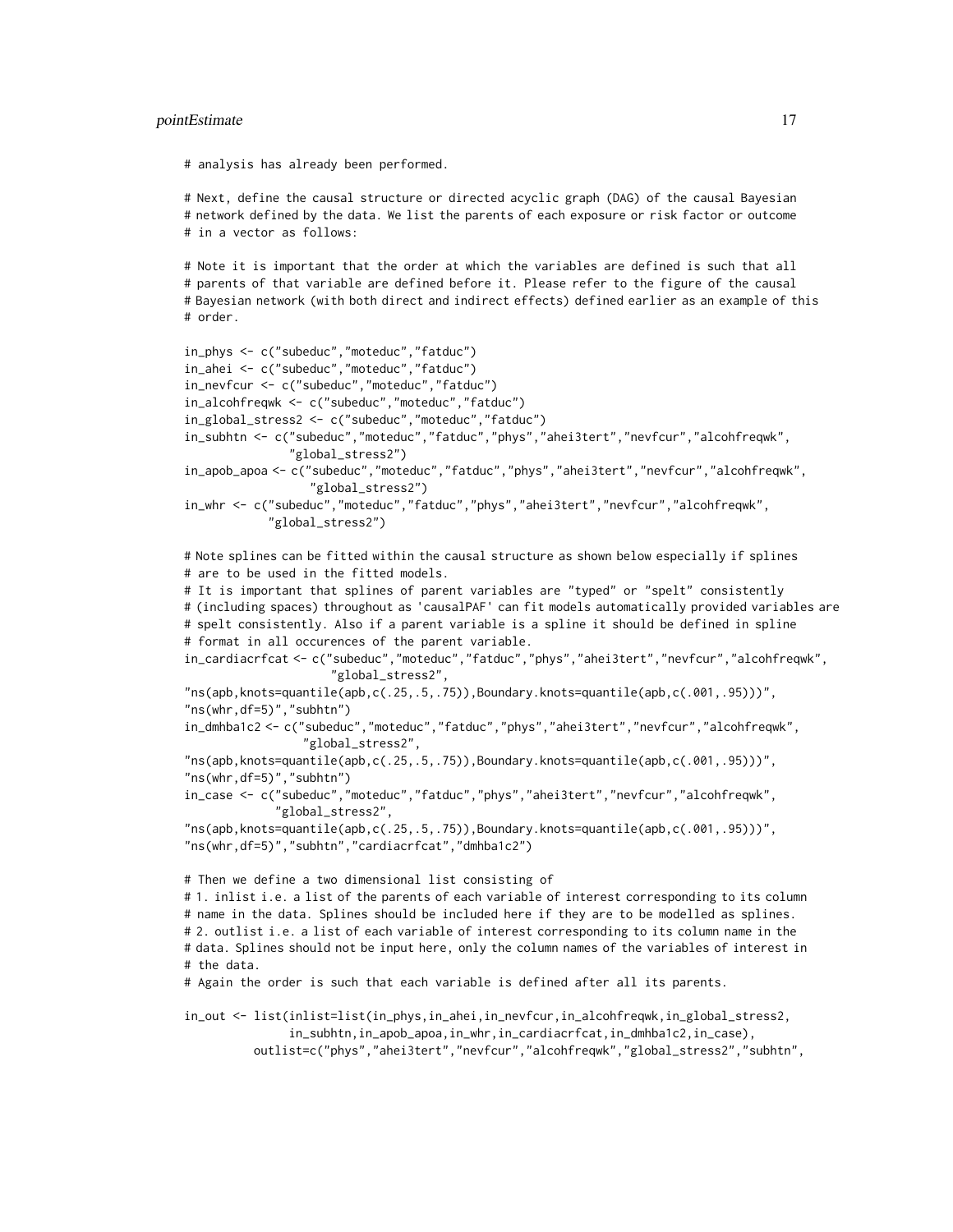```
# analysis has already been performed.

# Next, define the causal structure or directed acyclic graph (DAG) of the causal Bayesian
# network defined by the data. We list the parents of each exposure or risk factor or outcome
# in a vector as follows:

# Note it is important that the order at which the variables are defined is such that all
# parents of that variable are defined before it. Please refer to the figure of the causal
# Bayesian network (with both direct and indirect effects) defined earlier as an example of this
# order.

in_phys <- c("subeduc","moteduc","fatduc")
in_ahei <- c("subeduc","moteduc","fatduc")
in_nevfcur <- c("subeduc","moteduc","fatduc")
in_alcohfreqwk <- c("subeduc","moteduc","fatduc")
in_global_stress2 <- c("subeduc","moteduc","fatduc")
in_subhtn <- c("subeduc","moteduc","fatduc","phys","ahei3tert","nevfcur","alcohfreqwk",
               "global_stress2")
in_apob_apoa <- c("subeduc","moteduc","fatduc","phys","ahei3tert","nevfcur","alcohfreqwk",
                  "global_stress2")
in_whr <- c("subeduc","moteduc","fatduc","phys","ahei3tert","nevfcur","alcohfreqwk",
            "global_stress2")

# Note splines can be fitted within the causal structure as shown below especially if splines
# are to be used in the fitted models.
# It is important that splines of parent variables are "typed" or "spelt" consistently
# (including spaces) throughout as 'causalPAF' can fit models automatically provided variables are
# spelt consistently. Also if a parent variable is a spline it should be defined in spline
# format in all occurences of the parent variable.
in_cardiacrfcat <- c("subeduc","moteduc","fatduc","phys","ahei3tert","nevfcur","alcohfreqwk",
                     "global_stress2",
"ns(apb,knots=quantile(apb,c(.25,.5,.75)),Boundary.knots=quantile(apb,c(.001,.95)))",
"ns(whr,df=5)","subhtn")
in_dmhba1c2 <- c("subeduc","moteduc","fatduc","phys","ahei3tert","nevfcur","alcohfreqwk",
                 "global_stress2",
"ns(apb,knots=quantile(apb,c(.25,.5,.75)),Boundary.knots=quantile(apb,c(.001,.95)))",
"ns(whr,df=5)","subhtn")
in_case <- c("subeduc","moteduc","fatduc","phys","ahei3tert","nevfcur","alcohfreqwk",
             "global_stress2",
"ns(apb,knots=quantile(apb,c(.25,.5,.75)),Boundary.knots=quantile(apb,c(.001,.95)))",
"ns(whr,df=5)","subhtn","cardiacrfcat","dmhba1c2")

# Then we define a two dimensional list consisting of
# 1. inlist i.e. a list of the parents of each variable of interest corresponding to its column
# name in the data. Splines should be included here if they are to be modelled as splines.
# 2. outlist i.e. a list of each variable of interest corresponding to its column name in the
# data. Splines should not be input here, only the column names of the variables of interest in
# the data.
# Again the order is such that each variable is defined after all its parents.

in_out <- list(inlist=list(in_phys,in_ahei,in_nevfcur,in_alcohfreqwk,in_global_stress2,
               in_subhtn,in_apob_apoa,in_whr,in_cardiacrfcat,in_dmhba1c2,in_case),
          outlist=c("phys","ahei3tert","nevfcur","alcohfreqwk","global_stress2","subhtn",
```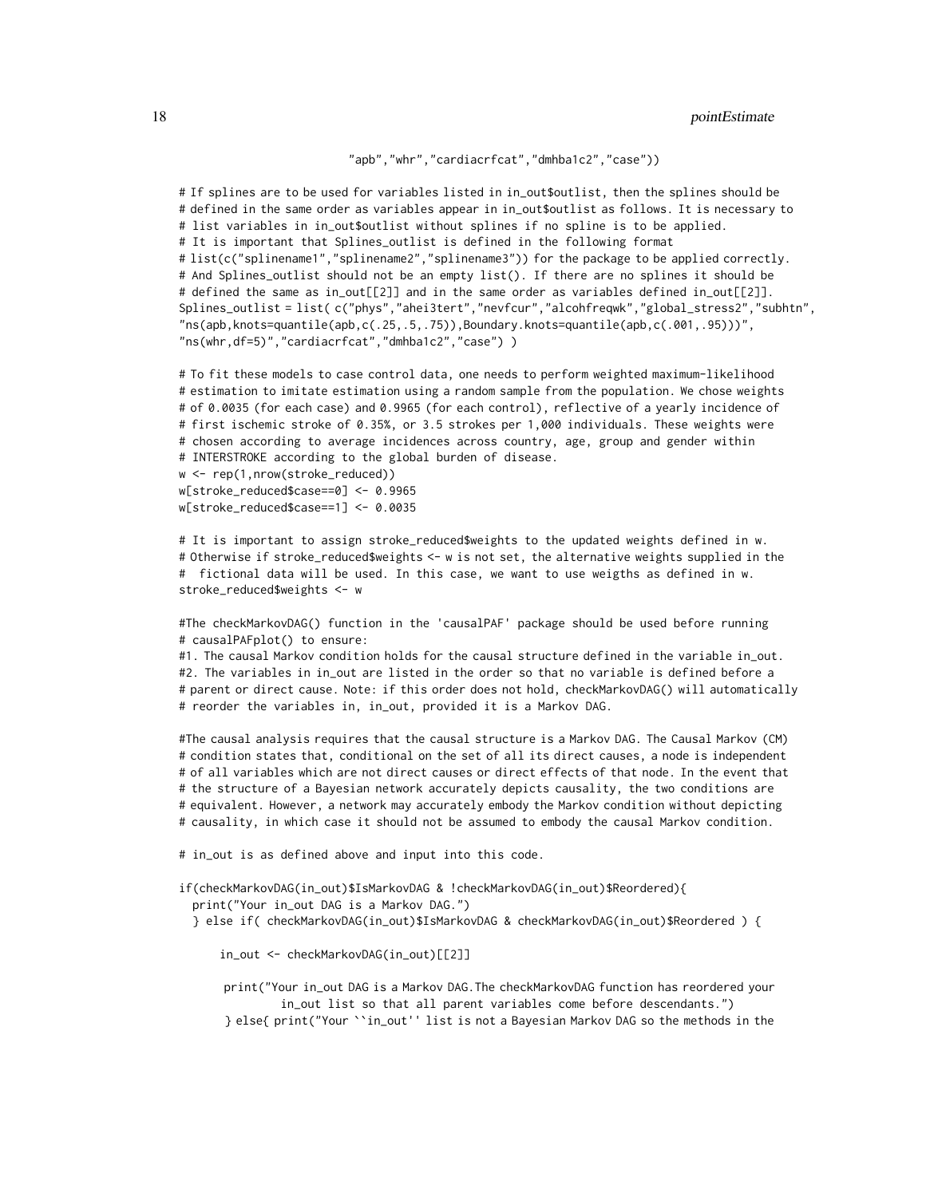```
                                    "apb","whr","cardiacrfcat","dmhba1c2","case"))

# If splines are to be used for variables listed in in_out$outlist, then the splines should be
# defined in the same order as variables appear in in_out$outlist as follows. It is necessary to
# list variables in in_out$outlist without splines if no spline is to be applied.
# It is important that Splines_outlist is defined in the following format
# list(c("splinename1","splinename2","splinename3")) for the package to be applied correctly.
# And Splines_outlist should not be an empty list(). If there are no splines it should be
# defined the same as in_out[[2]] and in the same order as variables defined in_out[[2]].
Splines_outlist = list( c("phys","ahei3tert","nevfcur","alcohfreqwk","global_stress2","subhtn",
"ns(apb,knots=quantile(apb,c(.25,.5,.75)),Boundary.knots=quantile(apb,c(.001,.95)))",
"ns(whr,df=5)","cardiacrfcat","dmhba1c2","case") )

# To fit these models to case control data, one needs to perform weighted maximum-likelihood
# estimation to imitate estimation using a random sample from the population. We chose weights
# of 0.0035 (for each case) and 0.9965 (for each control), reflective of a yearly incidence of
# first ischemic stroke of 0.35%, or 3.5 strokes per 1,000 individuals. These weights were
# chosen according to average incidences across country, age, group and gender within
# INTERSTROKE according to the global burden of disease.
w <- rep(1,nrow(stroke_reduced))
w[stroke_reduced$case==0] <- 0.9965
w[stroke_reduced$case==1] <- 0.0035

# It is important to assign stroke_reduced$weights to the updated weights defined in w.
# Otherwise if stroke_reduced$weights <- w is not set, the alternative weights supplied in the
#  fictional data will be used. In this case, we want to use weigths as defined in w.
stroke_reduced$weights <- w

#The checkMarkovDAG() function in the 'causalPAF' package should be used before running
# causalPAFplot() to ensure:
#1. The causal Markov condition holds for the causal structure defined in the variable in_out.
#2. The variables in in_out are listed in the order so that no variable is defined before a
# parent or direct cause. Note: if this order does not hold, checkMarkovDAG() will automatically
# reorder the variables in, in_out, provided it is a Markov DAG.

#The causal analysis requires that the causal structure is a Markov DAG. The Causal Markov (CM)
# condition states that, conditional on the set of all its direct causes, a node is independent
# of all variables which are not direct causes or direct effects of that node. In the event that
# the structure of a Bayesian network accurately depicts causality, the two conditions are
# equivalent. However, a network may accurately embody the Markov condition without depicting
# causality, in which case it should not be assumed to embody the causal Markov condition.

# in_out is as defined above and input into this code.

if(checkMarkovDAG(in_out)$IsMarkovDAG & !checkMarkovDAG(in_out)$Reordered){
  print("Your in_out DAG is a Markov DAG.")
  } else if( checkMarkovDAG(in_out)$IsMarkovDAG & checkMarkovDAG(in_out)$Reordered ) {

      in_out <- checkMarkovDAG(in_out)[[2]]

       print("Your in_out DAG is a Markov DAG.The checkMarkovDAG function has reordered your
                in_out list so that all parent variables come before descendants.")
       } else{ print("Your ``in_out'' list is not a Bayesian Markov DAG so the methods in the
```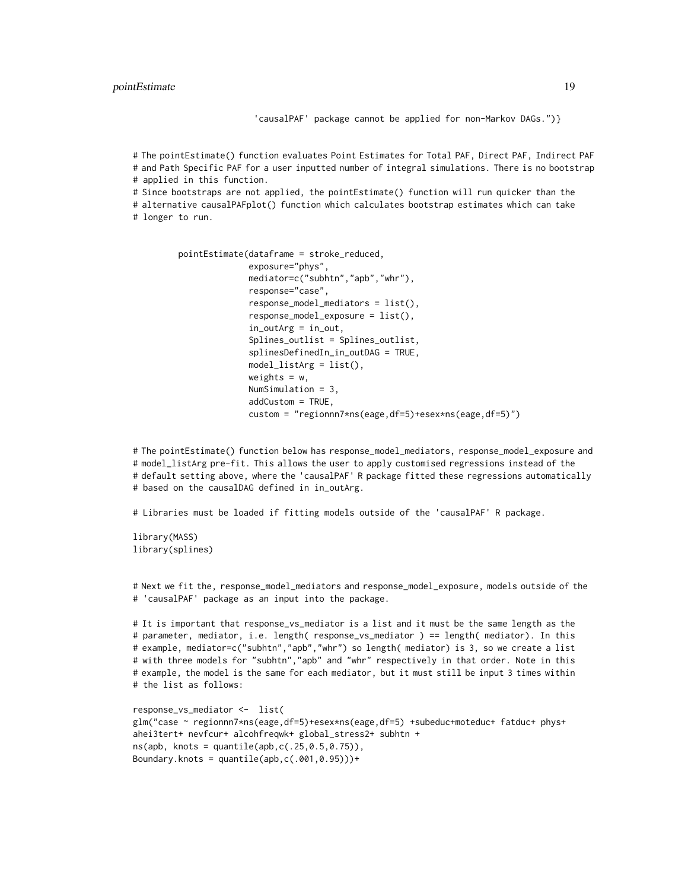```
                        'causalPAF' package cannot be applied for non-Markov DAGs.")}


# The pointEstimate() function evaluates Point Estimates for Total PAF, Direct PAF, Indirect PAF
# and Path Specific PAF for a user inputted number of integral simulations. There is no bootstrap
# applied in this function.
# Since bootstraps are not applied, the pointEstimate() function will run quicker than the
# alternative causalPAFplot() function which calculates bootstrap estimates which can take
# longer to run.


         pointEstimate(dataframe = stroke_reduced,
                       exposure="phys",
                       mediator=c("subhtn","apb","whr"),
                       response="case",
                       response_model_mediators = list(),
                       response_model_exposure = list(),
                       in_outArg = in_out,
                       Splines_outlist = Splines_outlist,
                       splinesDefinedIn_in_outDAG = TRUE,
                       model_listArg = list(),
                       weights = w,
                       NumSimulation = 3,
                       addCustom = TRUE,
                       custom = "regionnn7*ns(eage,df=5)+esex*ns(eage,df=5)")


# The pointEstimate() function below has response_model_mediators, response_model_exposure and
# model_listArg pre-fit. This allows the user to apply customised regressions instead of the
# default setting above, where the 'causalPAF' R package fitted these regressions automatically
# based on the causalDAG defined in in_outArg.

# Libraries must be loaded if fitting models outside of the 'causalPAF' R package.

library(MASS)
library(splines)


# Next we fit the, response_model_mediators and response_model_exposure, models outside of the
# 'causalPAF' package as an input into the package.

# It is important that response_vs_mediator is a list and it must be the same length as the
# parameter, mediator, i.e. length( response_vs_mediator ) == length( mediator). In this
# example, mediator=c("subhtn","apb","whr") so length( mediator) is 3, so we create a list
# with three models for "subhtn","apb" and "whr" respectively in that order. Note in this
# example, the model is the same for each mediator, but it must still be input 3 times within
# the list as follows:

response_vs_mediator <-  list(
glm("case ~ regionnn7*ns(eage,df=5)+esex*ns(eage,df=5) +subeduc+moteduc+ fatduc+ phys+
ahei3tert+ nevfcur+ alcohfreqwk+ global_stress2+ subhtn +
ns(apb, knots = quantile(apb,c(.25,0.5,0.75)),
Boundary.knots = quantile(apb,c(.001,0.95)))+
```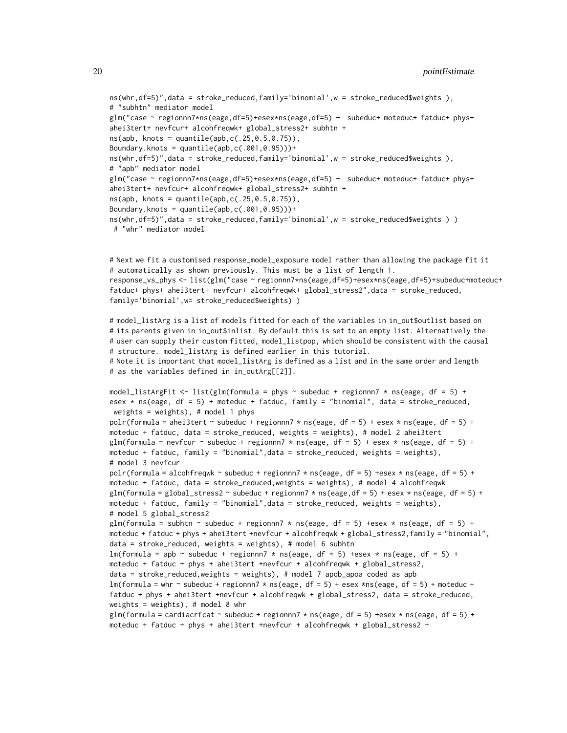```
ns(whr,df=5)",data = stroke_reduced,family='binomial',w = stroke_reduced$weights ),
# "subhtn" mediator model
glm("case ~ regionnn7*ns(eage,df=5)+esex*ns(eage,df=5) +  subeduc+ moteduc+ fatduc+ phys+
ahei3tert+ nevfcur+ alcohfreqwk+ global_stress2+ subhtn +
ns(apb, knots = quantile(apb,c(.25,0.5,0.75)),
Boundary.knots = quantile(apb,c(.001,0.95)))+
ns(whr,df=5)",data = stroke_reduced,family='binomial',w = stroke_reduced$weights ),
# "apb" mediator model
glm("case ~ regionnn7*ns(eage,df=5)+esex*ns(eage,df=5) +  subeduc+ moteduc+ fatduc+ phys+
ahei3tert+ nevfcur+ alcohfreqwk+ global_stress2+ subhtn +
ns(apb, knots = quantile(apb,c(.25,0.5,0.75)),
Boundary.knots = quantile(apb,c(.001,0.95)))+
ns(whr,df=5)",data = stroke_reduced,family='binomial',w = stroke_reduced$weights ) )
 # "whr" mediator model


# Next we fit a customised response_model_exposure model rather than allowing the package fit it
# automatically as shown previously. This must be a list of length 1.
response_vs_phys <- list(glm("case ~ regionnn7*ns(eage,df=5)+esex*ns(eage,df=5)+subeduc+moteduc+
fatduc+ phys+ ahei3tert+ nevfcur+ alcohfreqwk+ global_stress2",data = stroke_reduced,
family='binomial',w= stroke_reduced$weights) )

# model_listArg is a list of models fitted for each of the variables in in_out$outlist based on
# its parents given in in_out$inlist. By default this is set to an empty list. Alternatively the
# user can supply their custom fitted, model_listpop, which should be consistent with the causal
# structure. model_listArg is defined earlier in this tutorial.
# Note it is important that model_listArg is defined as a list and in the same order and length
# as the variables defined in in_outArg[[2]].

model_listArgFit <- list(glm(formula = phys ~ subeduc + regionnn7 * ns(eage, df = 5) +
esex * ns(eage, df = 5) + moteduc + fatduc, family = "binomial", data = stroke_reduced,
 weights = weights), # model 1 phys
polr(formula = ahei3tert ~ subeduc + regionnn7 * ns(eage, df = 5) + esex * ns(eage, df = 5) +
moteduc + fatduc, data = stroke_reduced, weights = weights), # model 2 ahei3tert
glm(formula = nevfcur ~ subeduc + regionnn7 * ns(eage, df = 5) + esex * ns(eage, df = 5) +
moteduc + fatduc, family = "binomial",data = stroke_reduced, weights = weights),
# model 3 nevfcur
polr(formula = alcohfreqwk ~ subeduc + regionnn7 * ns(eage, df = 5) +esex * ns(eage, df = 5) +
moteduc + fatduc, data = stroke_reduced,weights = weights), # model 4 alcohfreqwk
glm(formula = global_stress2 ~ subeduc + regionnn7 * ns(eage,df = 5) + esex * ns(eage, df = 5) +
moteduc + fatduc, family = "binomial",data = stroke_reduced, weights = weights),
# model 5 global_stress2
glm(formula = subhtn ~ subeduc + regionnn7 * ns(eage, df = 5) +esex * ns(eage, df = 5) +
moteduc + fatduc + phys + ahei3tert +nevfcur + alcohfreqwk + global_stress2,family = "binomial",
data = stroke_reduced, weights = weights), # model 6 subhtn
lm(formula = apb ~ subeduc + regionnn7 * ns(eage, df = 5) +esex * ns(eage, df = 5) +
moteduc + fatduc + phys + ahei3tert +nevfcur + alcohfreqwk + global_stress2,
data = stroke_reduced,weights = weights), # model 7 apob_apoa coded as apb
lm(formula = whr ~ subeduc + regionnn7 * ns(eage, df = 5) + esex *ns(eage, df = 5) + moteduc +
fatduc + phys + ahei3tert +nevfcur + alcohfreqwk + global_stress2, data = stroke_reduced,
weights = weights), # model 8 whr
glm(formula = cardiacrfcat ~ subeduc + regionnn7 * ns(eage, df = 5) +esex * ns(eage, df = 5) +
moteduc + fatduc + phys + ahei3tert +nevfcur + alcohfreqwk + global_stress2 +
```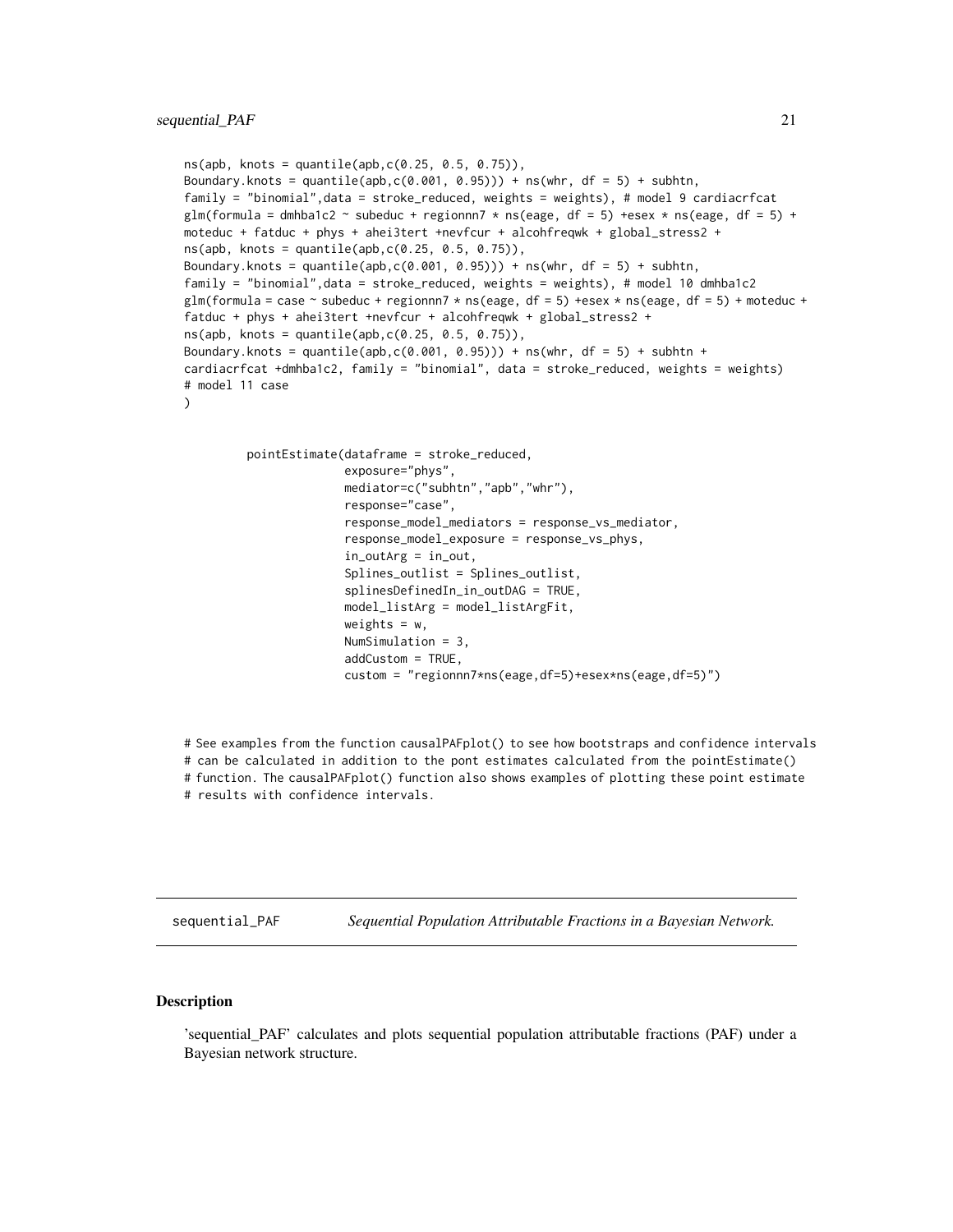```
ns(apb, knots = quantile(apb,c(0.25, 0.5, 0.75)),
Boundary.knots = quantile(apb,c(0.001, 0.95))) + ns(whr, df = 5) + subhtn,
family = "binomial",data = stroke_reduced, weights = weights), # model 9 cardiacrfcat
glm(formula = dmhba1c2 ~ subeduc + regionnn7 * ns(eage, df = 5) +esex * ns(eage, df = 5) +
moteduc + fatduc + phys + ahei3tert +nevfcur + alcohfreqwk + global_stress2 +
ns(apb, knots = quantile(apb,c(0.25, 0.5, 0.75)),
Boundary.knots = quantile(apb,c(0.001, 0.95))) + ns(whr, df = 5) + subhtn,
family = "binomial",data = stroke_reduced, weights = weights), # model 10 dmhba1c2
glm(formula = case ~ subeduc + regionnn7 * ns(eage, df = 5) +esex * ns(eage, df = 5) + moteduc +
fatduc + phys + ahei3tert +nevfcur + alcohfreqwk + global_stress2 +
ns(apb, knots = quantile(apb,c(0.25, 0.5, 0.75)),
Boundary.knots = quantile(apb,c(0.001, 0.95))) + ns(whr, df = 5) + subhtn +
cardiacrfcat +dmhba1c2, family = "binomial", data = stroke_reduced, weights = weights)
# model 11 case
)


        pointEstimate(dataframe = stroke_reduced,
                      exposure="phys",
                      mediator=c("subhtn","apb","whr"),
                      response="case",
                      response_model_mediators = response_vs_mediator,
                      response_model_exposure = response_vs_phys,
                      in_outArg = in_out,
                      Splines_outlist = Splines_outlist,
                      splinesDefinedIn_in_outDAG = TRUE,
                      model_listArg = model_listArgFit,
                      weights = w,
                      NumSimulation = 3,
                      addCustom = TRUE,
                      custom = "regionnn7*ns(eage,df=5)+esex*ns(eage,df=5)")


# See examples from the function causalPAFplot() to see how bootstraps and confidence intervals
# can be calculated in addition to the pont estimates calculated from the pointEstimate()
# function. The causalPAFplot() function also shows examples of plotting these point estimate
# results with confidence intervals.
```

---

## sequential_PAF — *Sequential Population Attributable Fractions in a Bayesian Network.*

### Description

'sequential_PAF' calculates and plots sequential population attributable fractions (PAF) under a Bayesian network structure.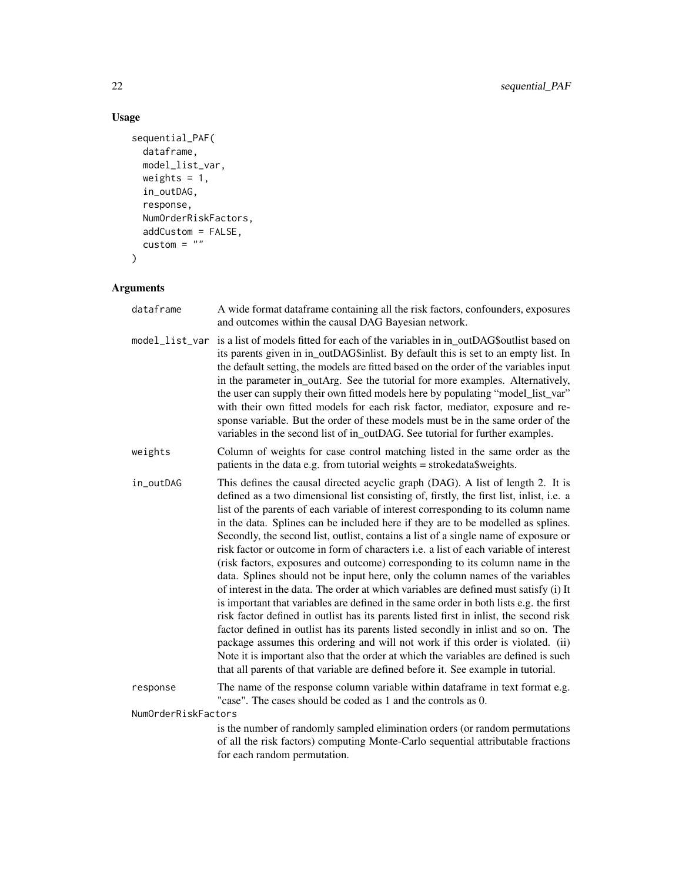## Usage

```
sequential_PAF(
  dataframe,
  model_list_var,
  weights = 1,
  in_outDAG,
  response,
  NumOrderRiskFactors,
  addCustom = FALSE,
  custom = ""
)
```

## Arguments

**dataframe**
A wide format dataframe containing all the risk factors, confounders, exposures and outcomes within the causal DAG Bayesian network.

**model_list_var**
is a list of models fitted for each of the variables in in_outDAG$outlist based on its parents given in in_outDAG$inlist. By default this is set to an empty list. In the default setting, the models are fitted based on the order of the variables input in the parameter in_outArg. See the tutorial for more examples. Alternatively, the user can supply their own fitted models here by populating "model_list_var" with their own fitted models for each risk factor, mediator, exposure and response variable. But the order of these models must be in the same order of the variables in the second list of in_outDAG. See tutorial for further examples.

**weights**
Column of weights for case control matching listed in the same order as the patients in the data e.g. from tutorial weights = strokedata$weights.

**in_outDAG**
This defines the causal directed acyclic graph (DAG). A list of length 2. It is defined as a two dimensional list consisting of, firstly, the first list, inlist, i.e. a list of the parents of each variable of interest corresponding to its column name in the data. Splines can be included here if they are to be modelled as splines. Secondly, the second list, outlist, contains a list of a single name of exposure or risk factor or outcome in form of characters i.e. a list of each variable of interest (risk factors, exposures and outcome) corresponding to its column name in the data. Splines should not be input here, only the column names of the variables of interest in the data. The order at which variables are defined must satisfy (i) It is important that variables are defined in the same order in both lists e.g. the first risk factor defined in outlist has its parents listed first in inlist, the second risk factor defined in outlist has its parents listed secondly in inlist and so on. The package assumes this ordering and will not work if this order is violated. (ii) Note it is important also that the order at which the variables are defined is such that all parents of that variable are defined before it. See example in tutorial.

**response**
The name of the response column variable within dataframe in text format e.g. "case". The cases should be coded as 1 and the controls as 0.

**NumOrderRiskFactors**
is the number of randomly sampled elimination orders (or random permutations of all the risk factors) computing Monte-Carlo sequential attributable fractions for each random permutation.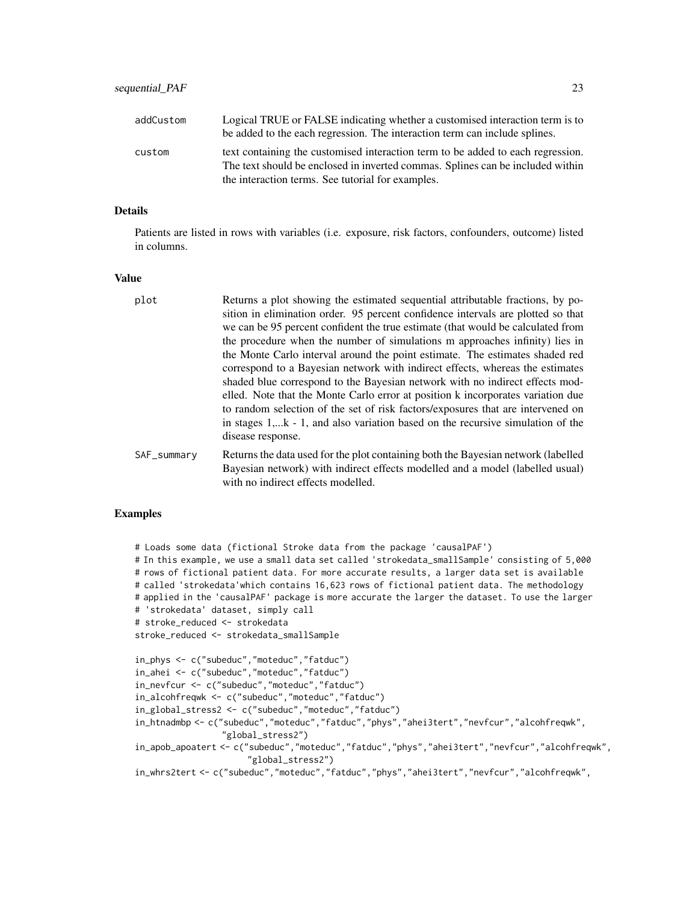addCustom
: Logical TRUE or FALSE indicating whether a customised interaction term is to be added to the each regression. The interaction term can include splines.

custom
: text containing the customised interaction term to be added to each regression. The text should be enclosed in inverted commas. Splines can be included within the interaction terms. See tutorial for examples.

### Details

Patients are listed in rows with variables (i.e. exposure, risk factors, confounders, outcome) listed in columns.

### Value

plot
: Returns a plot showing the estimated sequential attributable fractions, by position in elimination order. 95 percent confidence intervals are plotted so that we can be 95 percent confident the true estimate (that would be calculated from the procedure when the number of simulations m approaches infinity) lies in the Monte Carlo interval around the point estimate. The estimates shaded red correspond to a Bayesian network with indirect effects, whereas the estimates shaded blue correspond to the Bayesian network with no indirect effects modelled. Note that the Monte Carlo error at position k incorporates variation due to random selection of the set of risk factors/exposures that are intervened on in stages 1,...k - 1, and also variation based on the recursive simulation of the disease response.

SAF_summary
: Returns the data used for the plot containing both the Bayesian network (labelled Bayesian network) with indirect effects modelled and a model (labelled usual) with no indirect effects modelled.

### Examples

```
# Loads some data (fictional Stroke data from the package 'causalPAF')
# In this example, we use a small data set called 'strokedata_smallSample' consisting of 5,000
# rows of fictional patient data. For more accurate results, a larger data set is available
# called 'strokedata'which contains 16,623 rows of fictional patient data. The methodology
# applied in the 'causalPAF' package is more accurate the larger the dataset. To use the larger
# 'strokedata' dataset, simply call
# stroke_reduced <- strokedata
stroke_reduced <- strokedata_smallSample

in_phys <- c("subeduc","moteduc","fatduc")
in_ahei <- c("subeduc","moteduc","fatduc")
in_nevfcur <- c("subeduc","moteduc","fatduc")
in_alcohfreqwk <- c("subeduc","moteduc","fatduc")
in_global_stress2 <- c("subeduc","moteduc","fatduc")
in_htnadmbp <- c("subeduc","moteduc","fatduc","phys","ahei3tert","nevfcur","alcohfreqwk",
                 "global_stress2")
in_apob_apoatert <- c("subeduc","moteduc","fatduc","phys","ahei3tert","nevfcur","alcohfreqwk",
                      "global_stress2")
in_whrs2tert <- c("subeduc","moteduc","fatduc","phys","ahei3tert","nevfcur","alcohfreqwk",
```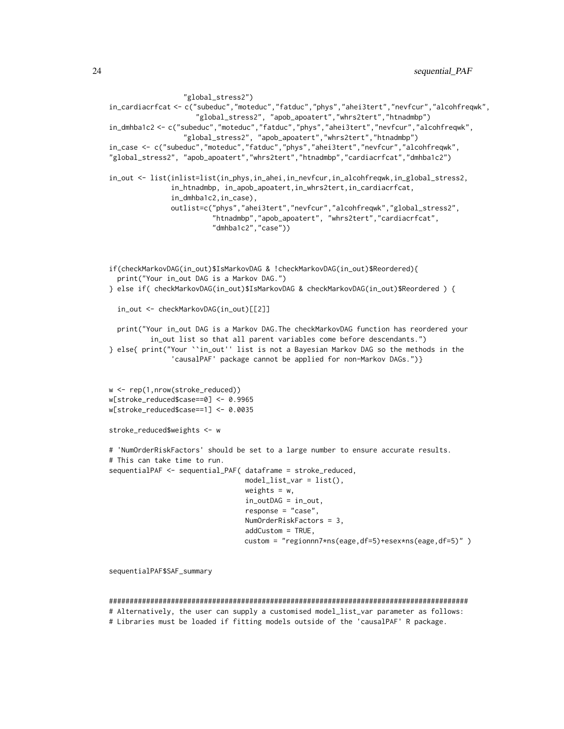```
                  "global_stress2")
in_cardiacrfcat <- c("subeduc","moteduc","fatduc","phys","ahei3tert","nevfcur","alcohfreqwk",
                     "global_stress2", "apob_apoatert","whrs2tert","htnadmbp")
in_dmhba1c2 <- c("subeduc","moteduc","fatduc","phys","ahei3tert","nevfcur","alcohfreqwk",
                  "global_stress2", "apob_apoatert","whrs2tert","htnadmbp")
in_case <- c("subeduc","moteduc","fatduc","phys","ahei3tert","nevfcur","alcohfreqwk",
"global_stress2", "apob_apoatert","whrs2tert","htnadmbp","cardiacrfcat","dmhba1c2")

in_out <- list(inlist=list(in_phys,in_ahei,in_nevfcur,in_alcohfreqwk,in_global_stress2,
               in_htnadmbp, in_apob_apoatert,in_whrs2tert,in_cardiacrfcat,
               in_dmhba1c2,in_case),
               outlist=c("phys","ahei3tert","nevfcur","alcohfreqwk","global_stress2",
                         "htnadmbp","apob_apoatert", "whrs2tert","cardiacrfcat",
                         "dmhba1c2","case"))



if(checkMarkovDAG(in_out)$IsMarkovDAG & !checkMarkovDAG(in_out)$Reordered){
  print("Your in_out DAG is a Markov DAG.")
} else if( checkMarkovDAG(in_out)$IsMarkovDAG & checkMarkovDAG(in_out)$Reordered ) {

  in_out <- checkMarkovDAG(in_out)[[2]]

  print("Your in_out DAG is a Markov DAG.The checkMarkovDAG function has reordered your
          in_out list so that all parent variables come before descendants.")
} else{ print("Your ``in_out'' list is not a Bayesian Markov DAG so the methods in the
               'causalPAF' package cannot be applied for non-Markov DAGs.")}


w <- rep(1,nrow(stroke_reduced))
w[stroke_reduced$case==0] <- 0.9965
w[stroke_reduced$case==1] <- 0.0035

stroke_reduced$weights <- w

# 'NumOrderRiskFactors' should be set to a large number to ensure accurate results.
# This can take time to run.
sequentialPAF <- sequential_PAF( dataframe = stroke_reduced,
                                 model_list_var = list(),
                                 weights = w,
                                 in_outDAG = in_out,
                                 response = "case",
                                 NumOrderRiskFactors = 3,
                                 addCustom = TRUE,
                                 custom = "regionnn7*ns(eage,df=5)+esex*ns(eage,df=5)" )


sequentialPAF$SAF_summary


######################################################################################
# Alternatively, the user can supply a customised model_list_var parameter as follows:
# Libraries must be loaded if fitting models outside of the 'causalPAF' R package.
```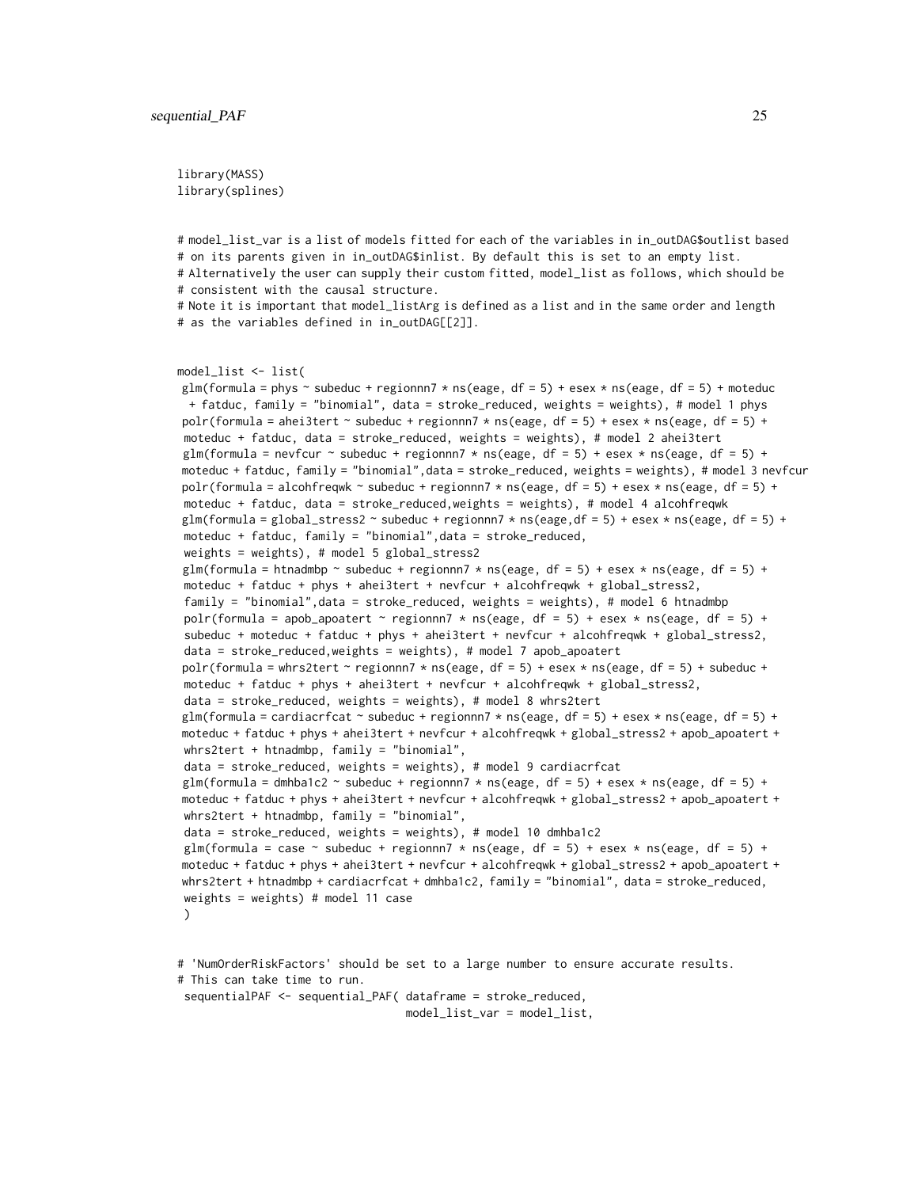```
library(MASS)
library(splines)


# model_list_var is a list of models fitted for each of the variables in in_outDAG$outlist based
# on its parents given in in_outDAG$inlist. By default this is set to an empty list.
# Alternatively the user can supply their custom fitted, model_list as follows, which should be
# consistent with the causal structure.
# Note it is important that model_listArg is defined as a list and in the same order and length
# as the variables defined in in_outDAG[[2]].


model_list <- list(
 glm(formula = phys ~ subeduc + regionnn7 * ns(eage, df = 5) + esex * ns(eage, df = 5) + moteduc
  + fatduc, family = "binomial", data = stroke_reduced, weights = weights), # model 1 phys
 polr(formula = ahei3tert ~ subeduc + regionnn7 * ns(eage, df = 5) + esex * ns(eage, df = 5) +
 moteduc + fatduc, data = stroke_reduced, weights = weights), # model 2 ahei3tert
 glm(formula = nevfcur ~ subeduc + regionnn7 * ns(eage, df = 5) + esex * ns(eage, df = 5) +
 moteduc + fatduc, family = "binomial",data = stroke_reduced, weights = weights), # model 3 nevfcur
 polr(formula = alcohfreqwk ~ subeduc + regionnn7 * ns(eage, df = 5) + esex * ns(eage, df = 5) +
 moteduc + fatduc, data = stroke_reduced,weights = weights), # model 4 alcohfreqwk
 glm(formula = global_stress2 ~ subeduc + regionnn7 * ns(eage,df = 5) + esex * ns(eage, df = 5) +
 moteduc + fatduc, family = "binomial",data = stroke_reduced,
 weights = weights), # model 5 global_stress2
 glm(formula = htnadmbp ~ subeduc + regionnn7 * ns(eage, df = 5) + esex * ns(eage, df = 5) +
 moteduc + fatduc + phys + ahei3tert + nevfcur + alcohfreqwk + global_stress2,
 family = "binomial",data = stroke_reduced, weights = weights), # model 6 htnadmbp
 polr(formula = apob_apoatert ~ regionnn7 * ns(eage, df = 5) + esex * ns(eage, df = 5) +
 subeduc + moteduc + fatduc + phys + ahei3tert + nevfcur + alcohfreqwk + global_stress2,
 data = stroke_reduced,weights = weights), # model 7 apob_apoatert
 polr(formula = whrs2tert ~ regionnn7 * ns(eage, df = 5) + esex * ns(eage, df = 5) + subeduc +
 moteduc + fatduc + phys + ahei3tert + nevfcur + alcohfreqwk + global_stress2,
 data = stroke_reduced, weights = weights), # model 8 whrs2tert
 glm(formula = cardiacrfcat ~ subeduc + regionnn7 * ns(eage, df = 5) + esex * ns(eage, df = 5) +
 moteduc + fatduc + phys + ahei3tert + nevfcur + alcohfreqwk + global_stress2 + apob_apoatert +
 whrs2tert + htnadmbp, family = "binomial",
 data = stroke_reduced, weights = weights), # model 9 cardiacrfcat
 glm(formula = dmhba1c2 ~ subeduc + regionnn7 * ns(eage, df = 5) + esex * ns(eage, df = 5) +
 moteduc + fatduc + phys + ahei3tert + nevfcur + alcohfreqwk + global_stress2 + apob_apoatert +
 whrs2tert + htnadmbp, family = "binomial",
 data = stroke_reduced, weights = weights), # model 10 dmhba1c2
 glm(formula = case ~ subeduc + regionnn7 * ns(eage, df = 5) + esex * ns(eage, df = 5) +
 moteduc + fatduc + phys + ahei3tert + nevfcur + alcohfreqwk + global_stress2 + apob_apoatert +
 whrs2tert + htnadmbp + cardiacrfcat + dmhba1c2, family = "binomial", data = stroke_reduced,
 weights = weights) # model 11 case
 )


# 'NumOrderRiskFactors' should be set to a large number to ensure accurate results.
# This can take time to run.
 sequentialPAF <- sequential_PAF( dataframe = stroke_reduced,
                                  model_list_var = model_list,
```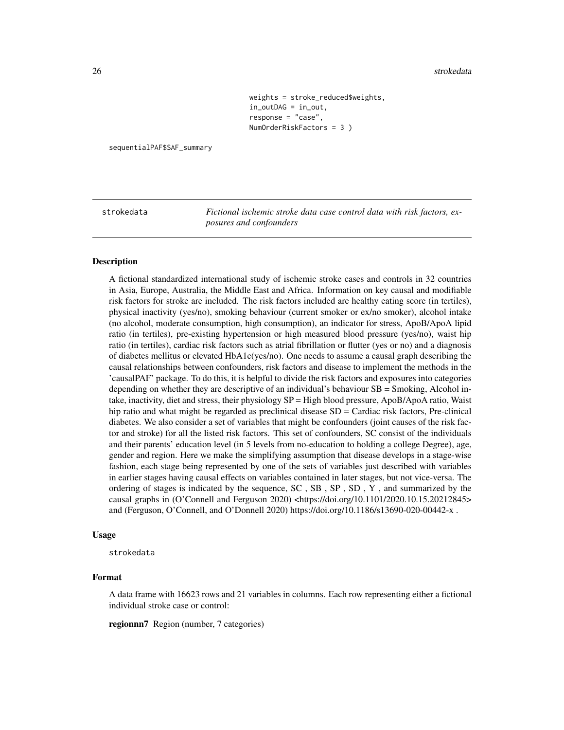```
                        weights = stroke_reduced$weights,
                        in_outDAG = in_out,
                        response = "case",
                        NumOrderRiskFactors = 3 )

sequentialPAF$SAF_summary
```

---

## strokedata — *Fictional ischemic stroke data case control data with risk factors, exposures and confounders*

---

### Description

A fictional standardized international study of ischemic stroke cases and controls in 32 countries in Asia, Europe, Australia, the Middle East and Africa. Information on key causal and modifiable risk factors for stroke are included. The risk factors included are healthy eating score (in tertiles), physical inactivity (yes/no), smoking behaviour (current smoker or ex/no smoker), alcohol intake (no alcohol, moderate consumption, high consumption), an indicator for stress, ApoB/ApoA lipid ratio (in tertiles), pre-existing hypertension or high measured blood pressure (yes/no), waist hip ratio (in tertiles), cardiac risk factors such as atrial fibrillation or flutter (yes or no) and a diagnosis of diabetes mellitus or elevated HbA1c(yes/no). One needs to assume a causal graph describing the causal relationships between confounders, risk factors and disease to implement the methods in the 'causalPAF' package. To do this, it is helpful to divide the risk factors and exposures into categories depending on whether they are descriptive of an individual's behaviour SB = Smoking, Alcohol intake, inactivity, diet and stress, their physiology SP = High blood pressure, ApoB/ApoA ratio, Waist hip ratio and what might be regarded as preclinical disease SD = Cardiac risk factors, Pre-clinical diabetes. We also consider a set of variables that might be confounders (joint causes of the risk factor and stroke) for all the listed risk factors. This set of confounders, SC consist of the individuals and their parents' education level (in 5 levels from no-education to holding a college Degree), age, gender and region. Here we make the simplifying assumption that disease develops in a stage-wise fashion, each stage being represented by one of the sets of variables just described with variables in earlier stages having causal effects on variables contained in later stages, but not vice-versa. The ordering of stages is indicated by the sequence, SC , SB , SP , SD , Y , and summarized by the causal graphs in (O'Connell and Ferguson 2020) <https://doi.org/10.1101/2020.10.15.20212845> and (Ferguson, O'Connell, and O'Donnell 2020) https://doi.org/10.1186/s13690-020-00442-x .

### Usage

```
strokedata
```

### Format

A data frame with 16623 rows and 21 variables in columns. Each row representing either a fictional individual stroke case or control:

**regionnn7** Region (number, 7 categories)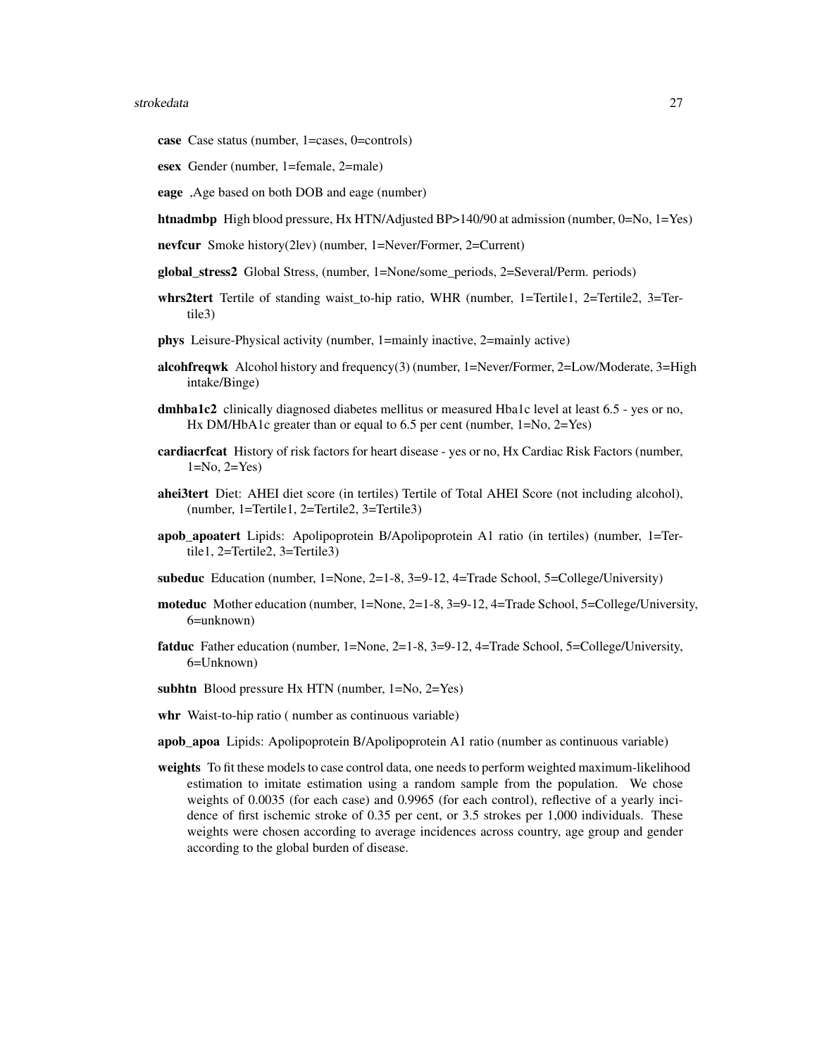**case** Case status (number, 1=cases, 0=controls)

**esex** Gender (number, 1=female, 2=male)

**eage** ,Age based on both DOB and eage (number)

**htnadmbp** High blood pressure, Hx HTN/Adjusted BP>140/90 at admission (number, 0=No, 1=Yes)

**nevfcur** Smoke history(2lev) (number, 1=Never/Former, 2=Current)

**global_stress2** Global Stress, (number, 1=None/some_periods, 2=Several/Perm. periods)

**whrs2tert** Tertile of standing waist_to-hip ratio, WHR (number, 1=Tertile1, 2=Tertile2, 3=Tertile3)

**phys** Leisure-Physical activity (number, 1=mainly inactive, 2=mainly active)

**alcohfreqwk** Alcohol history and frequency(3) (number, 1=Never/Former, 2=Low/Moderate, 3=High intake/Binge)

**dmhba1c2** clinically diagnosed diabetes mellitus or measured Hba1c level at least 6.5 - yes or no, Hx DM/HbA1c greater than or equal to 6.5 per cent (number, 1=No, 2=Yes)

**cardiacrfcat** History of risk factors for heart disease - yes or no, Hx Cardiac Risk Factors (number, 1=No, 2=Yes)

**ahei3tert** Diet: AHEI diet score (in tertiles) Tertile of Total AHEI Score (not including alcohol), (number, 1=Tertile1, 2=Tertile2, 3=Tertile3)

**apob_apoatert** Lipids: Apolipoprotein B/Apolipoprotein A1 ratio (in tertiles) (number, 1=Tertile1, 2=Tertile2, 3=Tertile3)

**subeduc** Education (number, 1=None, 2=1-8, 3=9-12, 4=Trade School, 5=College/University)

**moteduc** Mother education (number, 1=None, 2=1-8, 3=9-12, 4=Trade School, 5=College/University, 6=unknown)

**fatduc** Father education (number, 1=None, 2=1-8, 3=9-12, 4=Trade School, 5=College/University, 6=Unknown)

**subhtn** Blood pressure Hx HTN (number, 1=No, 2=Yes)

**whr** Waist-to-hip ratio ( number as continuous variable)

**apob_apoa** Lipids: Apolipoprotein B/Apolipoprotein A1 ratio (number as continuous variable)

**weights** To fit these models to case control data, one needs to perform weighted maximum-likelihood estimation to imitate estimation using a random sample from the population. We chose weights of 0.0035 (for each case) and 0.9965 (for each control), reflective of a yearly incidence of first ischemic stroke of 0.35 per cent, or 3.5 strokes per 1,000 individuals. These weights were chosen according to average incidences across country, age group and gender according to the global burden of disease.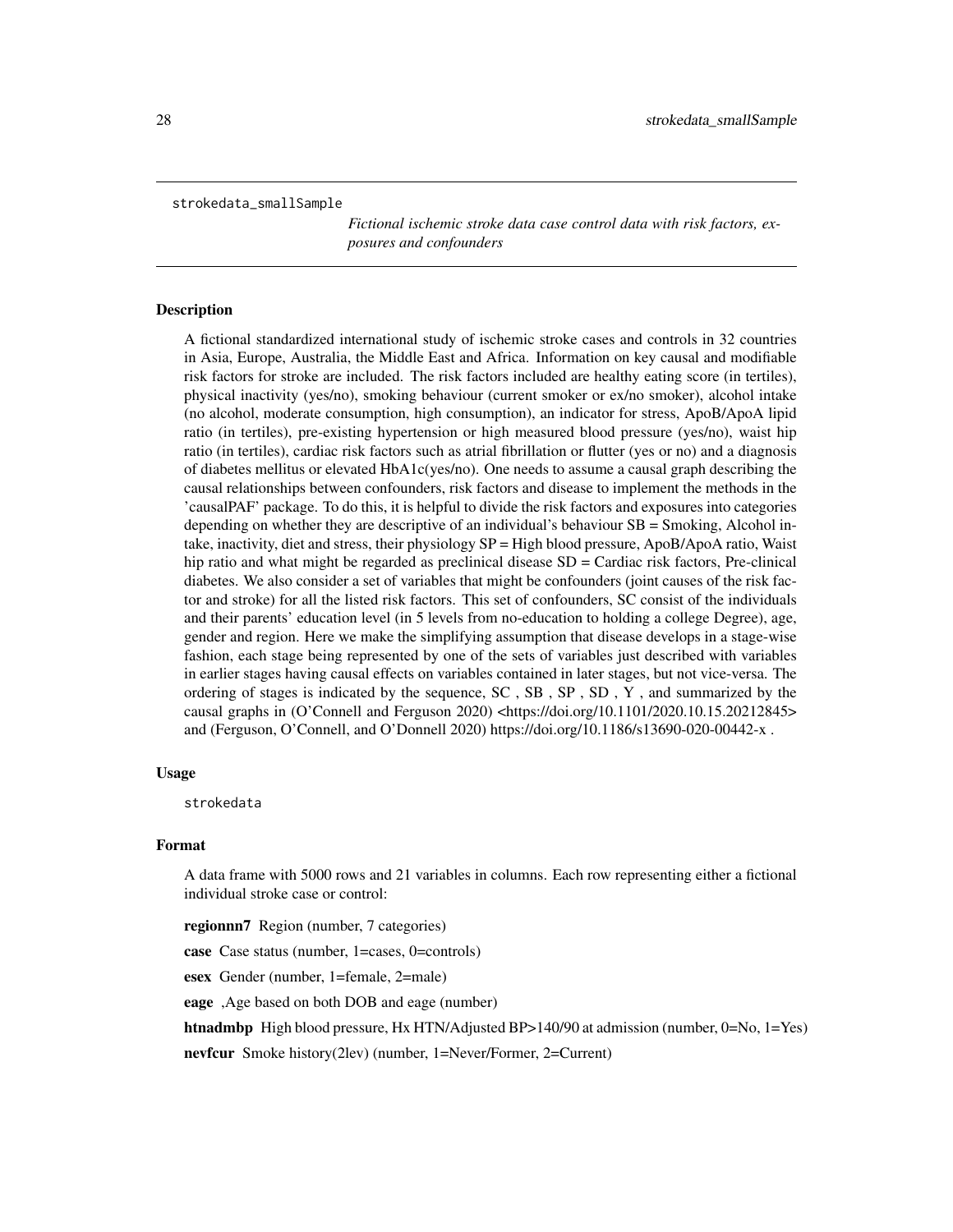`strokedata_smallSample`

*Fictional ischemic stroke data case control data with risk factors, exposures and confounders*

### Description

A fictional standardized international study of ischemic stroke cases and controls in 32 countries in Asia, Europe, Australia, the Middle East and Africa. Information on key causal and modifiable risk factors for stroke are included. The risk factors included are healthy eating score (in tertiles), physical inactivity (yes/no), smoking behaviour (current smoker or ex/no smoker), alcohol intake (no alcohol, moderate consumption, high consumption), an indicator for stress, ApoB/ApoA lipid ratio (in tertiles), pre-existing hypertension or high measured blood pressure (yes/no), waist hip ratio (in tertiles), cardiac risk factors such as atrial fibrillation or flutter (yes or no) and a diagnosis of diabetes mellitus or elevated HbA1c(yes/no). One needs to assume a causal graph describing the causal relationships between confounders, risk factors and disease to implement the methods in the 'causalPAF' package. To do this, it is helpful to divide the risk factors and exposures into categories depending on whether they are descriptive of an individual's behaviour SB = Smoking, Alcohol intake, inactivity, diet and stress, their physiology SP = High blood pressure, ApoB/ApoA ratio, Waist hip ratio and what might be regarded as preclinical disease SD = Cardiac risk factors, Pre-clinical diabetes. We also consider a set of variables that might be confounders (joint causes of the risk factor and stroke) for all the listed risk factors. This set of confounders, SC consist of the individuals and their parents' education level (in 5 levels from no-education to holding a college Degree), age, gender and region. Here we make the simplifying assumption that disease develops in a stage-wise fashion, each stage being represented by one of the sets of variables just described with variables in earlier stages having causal effects on variables contained in later stages, but not vice-versa. The ordering of stages is indicated by the sequence, SC , SB , SP , SD , Y , and summarized by the causal graphs in (O'Connell and Ferguson 2020) <https://doi.org/10.1101/2020.10.15.20212845> and (Ferguson, O'Connell, and O'Donnell 2020) https://doi.org/10.1186/s13690-020-00442-x .

### Usage

```
strokedata
```

### Format

A data frame with 5000 rows and 21 variables in columns. Each row representing either a fictional individual stroke case or control:

**regionnn7** Region (number, 7 categories)

**case** Case status (number, 1=cases, 0=controls)

**esex** Gender (number, 1=female, 2=male)

**eage** ,Age based on both DOB and eage (number)

**htnadmbp** High blood pressure, Hx HTN/Adjusted BP>140/90 at admission (number, 0=No, 1=Yes)

**nevfcur** Smoke history(2lev) (number, 1=Never/Former, 2=Current)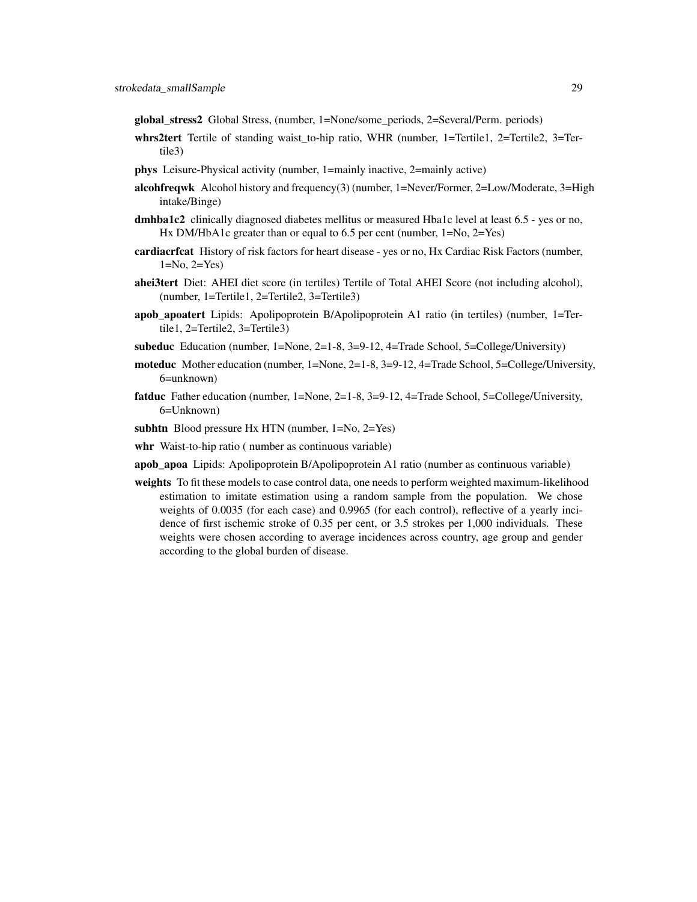**global_stress2** Global Stress, (number, 1=None/some_periods, 2=Several/Perm. periods)

**whrs2tert** Tertile of standing waist_to-hip ratio, WHR (number, 1=Tertile1, 2=Tertile2, 3=Tertile3)

**phys** Leisure-Physical activity (number, 1=mainly inactive, 2=mainly active)

**alcohfreqwk** Alcohol history and frequency(3) (number, 1=Never/Former, 2=Low/Moderate, 3=High intake/Binge)

**dmhba1c2** clinically diagnosed diabetes mellitus or measured Hba1c level at least 6.5 - yes or no, Hx DM/HbA1c greater than or equal to 6.5 per cent (number, 1=No, 2=Yes)

**cardiacrfcat** History of risk factors for heart disease - yes or no, Hx Cardiac Risk Factors (number, 1=No, 2=Yes)

**ahei3tert** Diet: AHEI diet score (in tertiles) Tertile of Total AHEI Score (not including alcohol), (number, 1=Tertile1, 2=Tertile2, 3=Tertile3)

**apob_apoatert** Lipids: Apolipoprotein B/Apolipoprotein A1 ratio (in tertiles) (number, 1=Tertile1, 2=Tertile2, 3=Tertile3)

**subeduc** Education (number, 1=None, 2=1-8, 3=9-12, 4=Trade School, 5=College/University)

**moteduc** Mother education (number, 1=None, 2=1-8, 3=9-12, 4=Trade School, 5=College/University, 6=unknown)

**fatduc** Father education (number, 1=None, 2=1-8, 3=9-12, 4=Trade School, 5=College/University, 6=Unknown)

**subhtn** Blood pressure Hx HTN (number, 1=No, 2=Yes)

**whr** Waist-to-hip ratio ( number as continuous variable)

**apob_apoa** Lipids: Apolipoprotein B/Apolipoprotein A1 ratio (number as continuous variable)

**weights** To fit these models to case control data, one needs to perform weighted maximum-likelihood estimation to imitate estimation using a random sample from the population. We chose weights of 0.0035 (for each case) and 0.9965 (for each control), reflective of a yearly incidence of first ischemic stroke of 0.35 per cent, or 3.5 strokes per 1,000 individuals. These weights were chosen according to average incidences across country, age group and gender according to the global burden of disease.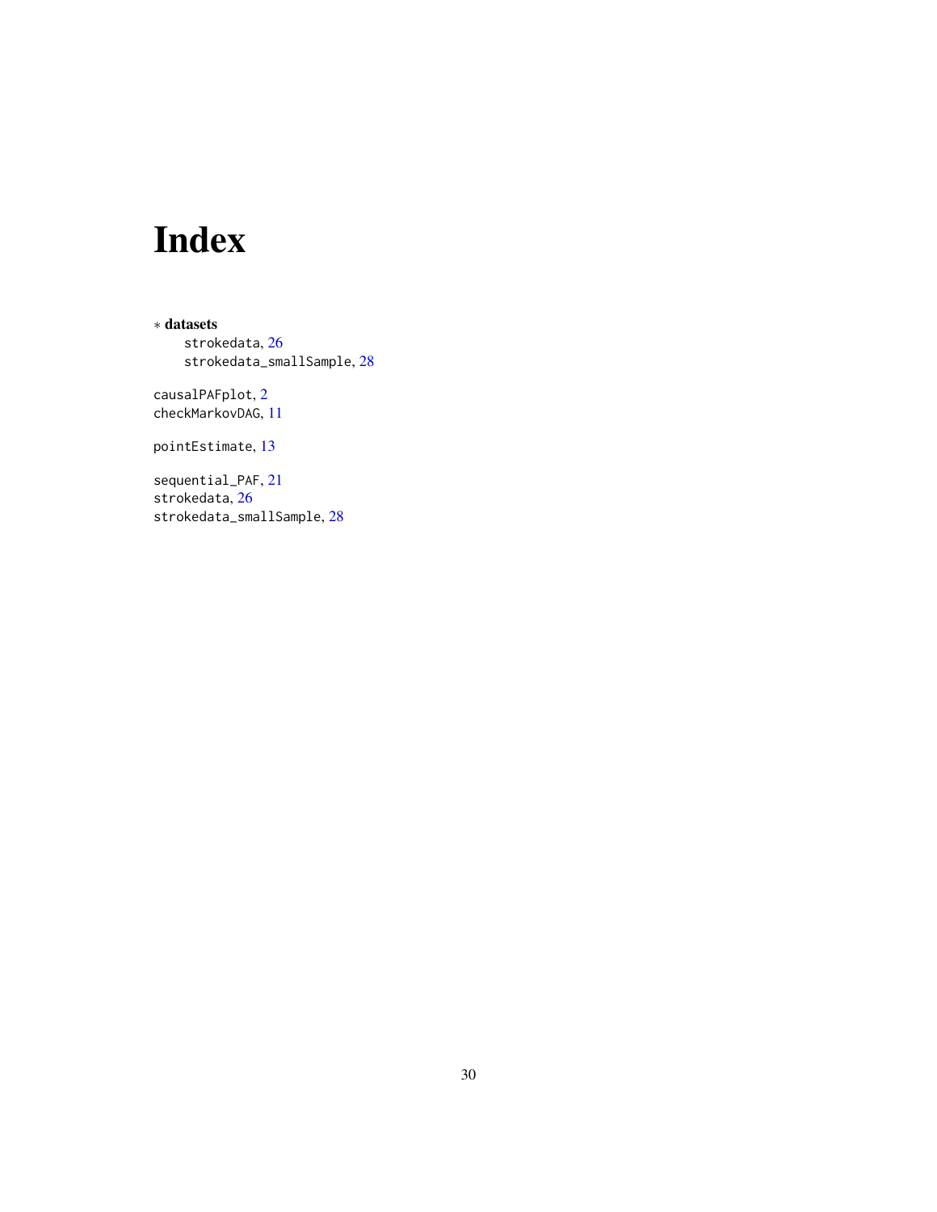# Index

∗ **datasets**
  strokedata, 26
  strokedata_smallSample, 28

causalPAFplot, 2
checkMarkovDAG, 11

pointEstimate, 13

sequential_PAF, 21
strokedata, 26
strokedata_smallSample, 28